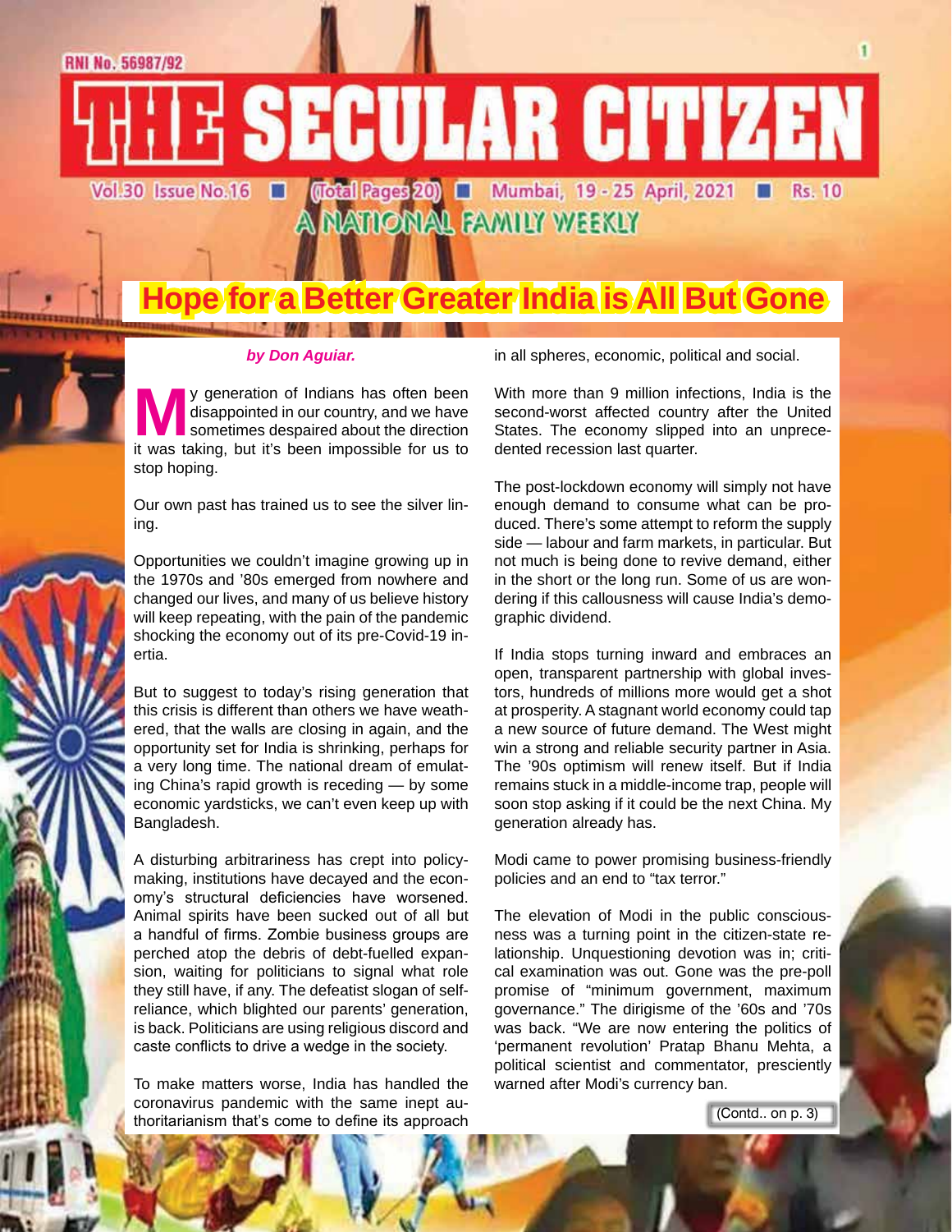RNI No. 56987/92

# THE SECULAR CITIZEN

Vol.30 Issue No.16 ■ (Total Pages 20) ■ Mumbai, 19 - 25 April, 2021 ■ Rs. 10

A NATIONAL FAMILY WEEKLY

## Hope for a Better Greater India is All But Gone

*by Don Aguiar.*

My generation of Indians has often been disappointed in our country, and we have sometimes despaired about the direction it was taking, but it's been impossible for us to stop hoping.

Our own past has trained us to see the silver lining.

Opportunities we couldn't imagine growing up in the 1970s and '80s emerged from nowhere and changed our lives, and many of us believe history will keep repeating, with the pain of the pandemic shocking the economy out of its pre-Covid-19 inertia.

But to suggest to today's rising generation that this crisis is different than others we have weathered, that the walls are closing in again, and the opportunity set for India is shrinking, perhaps for a very long time. The national dream of emulating China's rapid growth is receding — by some economic yardsticks, we can't even keep up with Bangladesh.

A disturbing arbitrariness has crept into policymaking, institutions have decayed and the economy's structural deficiencies have worsened. Animal spirits have been sucked out of all but a handful of firms. Zombie business groups are perched atop the debris of debt-fuelled expansion, waiting for politicians to signal what role they still have, if any. The defeatist slogan of self-reliance, which blighted our parents' generation, is back. Politicians are using religious discord and caste conflicts to drive a wedge in the society.

To make matters worse, India has handled the coronavirus pandemic with the same inept authoritarianism that's come to define its approach in all spheres, economic, political and social.

With more than 9 million infections, India is the second-worst affected country after the United States. The economy slipped into an unprecedented recession last quarter.

The post-lockdown economy will simply not have enough demand to consume what can be produced. There's some attempt to reform the supply side — labour and farm markets, in particular. But not much is being done to revive demand, either in the short or the long run. Some of us are wondering if this callousness will cause India's demographic dividend.

If India stops turning inward and embraces an open, transparent partnership with global investors, hundreds of millions more would get a shot at prosperity. A stagnant world economy could tap a new source of future demand. The West might win a strong and reliable security partner in Asia. The '90s optimism will renew itself. But if India remains stuck in a middle-income trap, people will soon stop asking if it could be the next China. My generation already has.

Modi came to power promising business-friendly policies and an end to "tax terror."

The elevation of Modi in the public consciousness was a turning point in the citizen-state relationship. Unquestioning devotion was in; critical examination was out. Gone was the pre-poll promise of "minimum government, maximum governance." The dirigisme of the '60s and '70s was back. "We are now entering the politics of 'permanent revolution' Pratap Bhanu Mehta, a political scientist and commentator, presciently warned after Modi's currency ban.

(Contd.. on p. 3)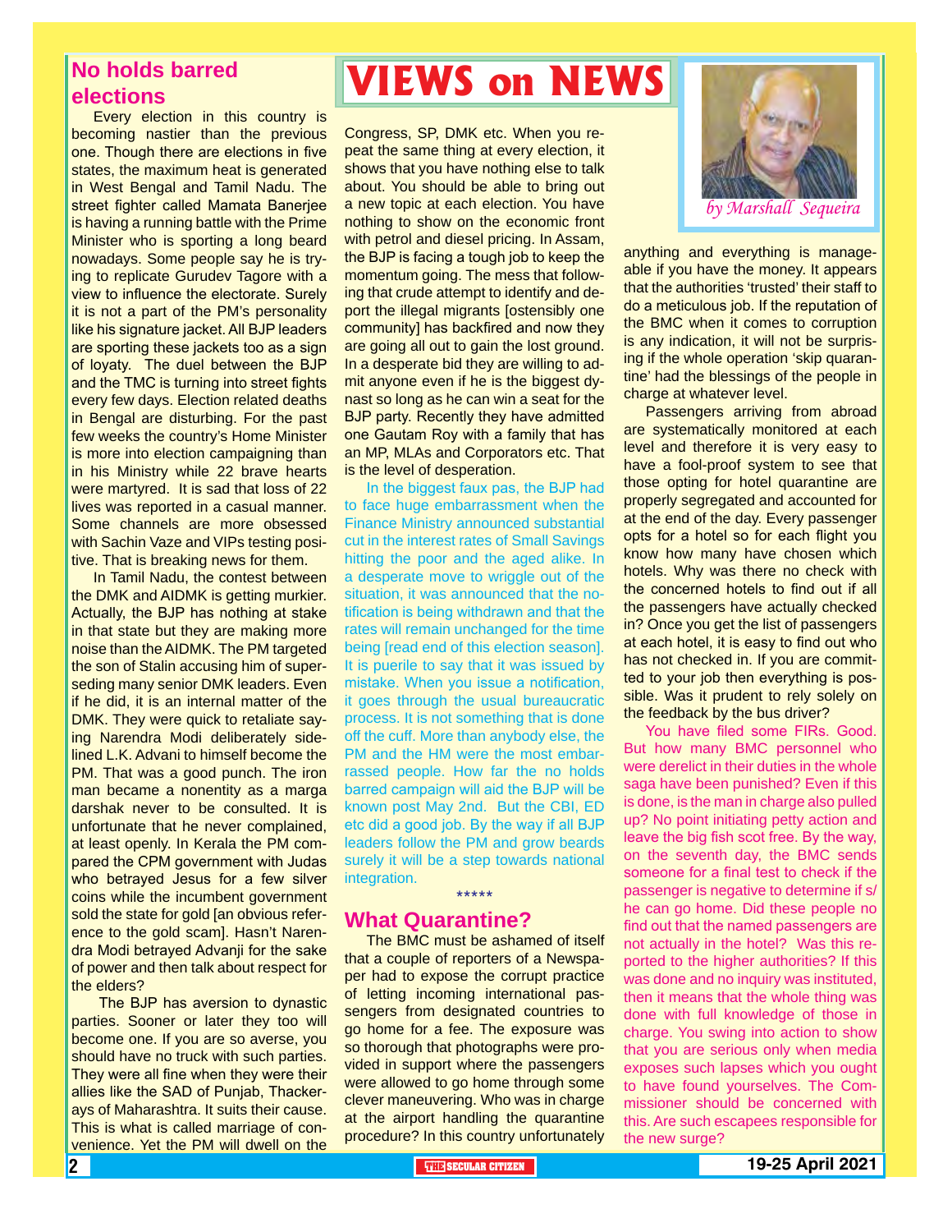# VIEWS on NEWS

*by Marshall Sequeira*

## No holds barred elections

Every election in this country is becoming nastier than the previous one. Though there are elections in five states, the maximum heat is generated in West Bengal and Tamil Nadu. The street fighter called Mamata Banerjee is having a running battle with the Prime Minister who is sporting a long beard nowadays. Some people say he is trying to replicate Gurudev Tagore with a view to influence the electorate. Surely it is not a part of the PM's personality like his signature jacket. All BJP leaders are sporting these jackets too as a sign of loyaty. The duel between the BJP and the TMC is turning into street fights every few days. Election related deaths in Bengal are disturbing. For the past few weeks the country's Home Minister is more into election campaigning than in his Ministry while 22 brave hearts were martyred. It is sad that loss of 22 lives was reported in a casual manner. Some channels are more obsessed with Sachin Vaze and VIPs testing positive. That is breaking news for them.

In Tamil Nadu, the contest between the DMK and AIDMK is getting murkier. Actually, the BJP has nothing at stake in that state but they are making more noise than the AIDMK. The PM targeted the son of Stalin accusing him of superseding many senior DMK leaders. Even if he did, it is an internal matter of the DMK. They were quick to retaliate saying Narendra Modi deliberately sidelined L.K. Advani to himself become the PM. That was a good punch. The iron man became a nonentity as a marga darshak never to be consulted. It is unfortunate that he never complained, at least openly. In Kerala the PM compared the CPM government with Judas who betrayed Jesus for a few silver coins while the incumbent government sold the state for gold [an obvious reference to the gold scam]. Hasn't Narendra Modi betrayed Advanji for the sake of power and then talk about respect for the elders?

The BJP has aversion to dynastic parties. Sooner or later they too will become one. If you are so averse, you should have no truck with such parties. They were all fine when they were their allies like the SAD of Punjab, Thackerays of Maharashtra. It suits their cause. This is what is called marriage of convenience. Yet the PM will dwell on the Congress, SP, DMK etc. When you repeat the same thing at every election, it shows that you have nothing else to talk about. You should be able to bring out a new topic at each election. You have nothing to show on the economic front with petrol and diesel pricing. In Assam, the BJP is facing a tough job to keep the momentum going. The mess that following that crude attempt to identify and deport the illegal migrants [ostensibly one community] has backfired and now they are going all out to gain the lost ground. In a desperate bid they are willing to admit anyone even if he is the biggest dynast so long as he can win a seat for the BJP party. Recently they have admitted one Gautam Roy with a family that has an MP, MLAs and Corporators etc. That is the level of desperation.

In the biggest faux pas, the BJP had to face huge embarrassment when the Finance Ministry announced substantial cut in the interest rates of Small Savings hitting the poor and the aged alike. In a desperate move to wriggle out of the situation, it was announced that the notification is being withdrawn and that the rates will remain unchanged for the time being [read end of this election season]. It is puerile to say that it was issued by mistake. When you issue a notification, it goes through the usual bureaucratic process. It is not something that is done off the cuff. More than anybody else, the PM and the HM were the most embarrassed people. How far the no holds barred campaign will aid the BJP will be known post May 2nd. But the CBI, ED etc did a good job. By the way if all BJP leaders follow the PM and grow beards surely it will be a step towards national integration.

\*\*\*\*\*

## What Quarantine?

The BMC must be ashamed of itself that a couple of reporters of a Newspaper had to expose the corrupt practice of letting incoming international passengers from designated countries to go home for a fee. The exposure was so thorough that photographs were provided in support where the passengers were allowed to go home through some clever maneuvering. Who was in charge at the airport handling the quarantine procedure? In this country unfortunately anything and everything is manageable if you have the money. It appears that the authorities 'trusted' their staff to do a meticulous job. If the reputation of the BMC when it comes to corruption is any indication, it will not be surprising if the whole operation 'skip quarantine' had the blessings of the people in charge at whatever level.

Passengers arriving from abroad are systematically monitored at each level and therefore it is very easy to have a fool-proof system to see that those opting for hotel quarantine are properly segregated and accounted for at the end of the day. Every passenger opts for a hotel so for each flight you know how many have chosen which hotels. Why was there no check with the concerned hotels to find out if all the passengers have actually checked in? Once you get the list of passengers at each hotel, it is easy to find out who has not checked in. If you are committed to your job then everything is possible. Was it prudent to rely solely on the feedback by the bus driver?

You have filed some FIRs. Good. But how many BMC personnel who were derelict in their duties in the whole saga have been punished? Even if this is done, is the man in charge also pulled up? No point initiating petty action and leave the big fish scot free. By the way, on the seventh day, the BMC sends someone for a final test to check if the passenger is negative to determine if s/he can go home. Did these people no find out that the named passengers are not actually in the hotel? Was this reported to the higher authorities? If this was done and no inquiry was instituted, then it means that the whole thing was done with full knowledge of those in charge. You swing into action to show that you are serious only when media exposes such lapses which you ought to have found yourselves. The Commissioner should be concerned with this. Are such escapees responsible for the new surge?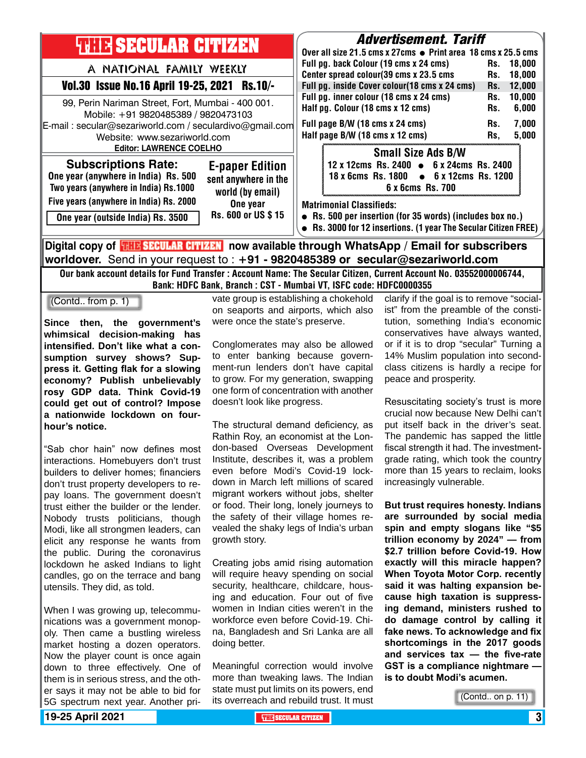# THE SECULAR CITIZEN

A NATIONAL FAMILY WEEKLY

**Vol.30 Issue No.16 April 19-25, 2021 Rs.10/-**

99, Perin Nariman Street, Fort, Mumbai - 400 001.
Mobile: +91 9820485389 / 9820473103
E-mail : secular@sezariworld.com / seculardivo@gmail.com
Website: www.sezariworld.com
**Editor: LAWRENCE COELHO**

## Subscriptions Rate:

One year (anywhere in India) Rs. 500
Two years (anywhere in India) Rs.1000
Five years (anywhere in India) Rs. 2000
One year (outside India) Rs. 3500

## E-paper Edition

sent anywhere in the world (by email)
One year
Rs. 600 or US $ 15

## Advertisement. Tariff

Over all size 21.5 cms x 27cms • Print area 18 cms x 25.5 cms

| | |
|---|---|
| Full pg. back Colour (19 cms x 24 cms) | Rs. 18,000 |
| Center spread colour(39 cms x 23.5 cms | Rs. 18,000 |
| Full pg. inside Cover colour(18 cms x 24 cms) | Rs. 12,000 |
| Full pg. inner colour (18 cms x 24 cms) | Rs. 10,000 |
| Half pg. Colour (18 cms x 12 cms) | Rs. 6,000 |
| Full page B/W (18 cms x 24 cms) | Rs. 7,000 |
| Half page B/W (18 cms x 12 cms) | Rs, 5,000 |

### Small Size Ads B/W

12 x 12cms Rs. 2400 • 6 x 24cms Rs. 2400
18 x 6cms Rs. 1800 • 6 x 12cms Rs. 1200
6 x 6cms Rs. 700

**Matrimonial Classifieds:**

- Rs. 500 per insertion (for 35 words) (includes box no.)
- Rs. 3000 for 12 insertions. (1 year The Secular Citizen FREE)

**Digital copy of THE SECULAR CITIZEN now available through WhatsApp / Email for subscribers worldover.** Send in your request to : **+91 - 9820485389 or secular@sezariworld.com**

**Our bank account details for Fund Transfer : Account Name: The Secular Citizen, Current Account No. 03552000006744, Bank: HDFC Bank, Branch : CST - Mumbai VT, ISFC code: HDFC0000355**

(Contd.. from p. 1)

**Since then, the government's whimsical decision-making has intensified. Don't like what a consumption survey shows? Suppress it. Getting flak for a slowing economy? Publish unbelievably rosy GDP data. Think Covid-19 could get out of control? Impose a nationwide lockdown on four-hour's notice.**

"Sab chor hain" now defines most interactions. Homebuyers don't trust builders to deliver homes; financiers don't trust property developers to repay loans. The government doesn't trust either the builder or the lender. Nobody trusts politicians, though Modi, like all strongmen leaders, can elicit any response he wants from the public. During the coronavirus lockdown he asked Indians to light candles, go on the terrace and bang utensils. They did, as told.

When I was growing up, telecommunications was a government monopoly. Then came a bustling wireless market hosting a dozen operators. Now the player count is once again down to three effectively. One of them is in serious stress, and the other says it may not be able to bid for 5G spectrum next year. Another private group is establishing a chokehold on seaports and airports, which also were once the state's preserve.

Conglomerates may also be allowed to enter banking because government-run lenders don't have capital to grow. For my generation, swapping one form of concentration with another doesn't look like progress.

The structural demand deficiency, as Rathin Roy, an economist at the London-based Overseas Development Institute, describes it, was a problem even before Modi's Covid-19 lockdown in March left millions of scared migrant workers without jobs, shelter or food. Their long, lonely journeys to the safety of their village homes revealed the shaky legs of India's urban growth story.

Creating jobs amid rising automation will require heavy spending on social security, healthcare, childcare, housing and education. Four out of five women in Indian cities weren't in the workforce even before Covid-19. China, Bangladesh and Sri Lanka are all doing better.

Meaningful correction would involve more than tweaking laws. The Indian state must put limits on its powers, end its overreach and rebuild trust. It must clarify if the goal is to remove "socialist" from the preamble of the constitution, something India's economic conservatives have always wanted, or if it is to drop "secular" Turning a 14% Muslim population into second-class citizens is hardly a recipe for peace and prosperity.

Resuscitating society's trust is more crucial now because New Delhi can't put itself back in the driver's seat. The pandemic has sapped the little fiscal strength it had. The investment-grade rating, which took the country more than 15 years to reclaim, looks increasingly vulnerable.

**But trust requires honesty. Indians are surrounded by social media spin and empty slogans like "$5 trillion economy by 2024" — from $2.7 trillion before Covid-19. How exactly will this miracle happen? When Toyota Motor Corp. recently said it was halting expansion because high taxation is suppressing demand, ministers rushed to do damage control by calling it fake news. To acknowledge and fix shortcomings in the 2017 goods and services tax — the five-rate GST is a compliance nightmare — is to doubt Modi's acumen.**

(Contd.. on p. 11)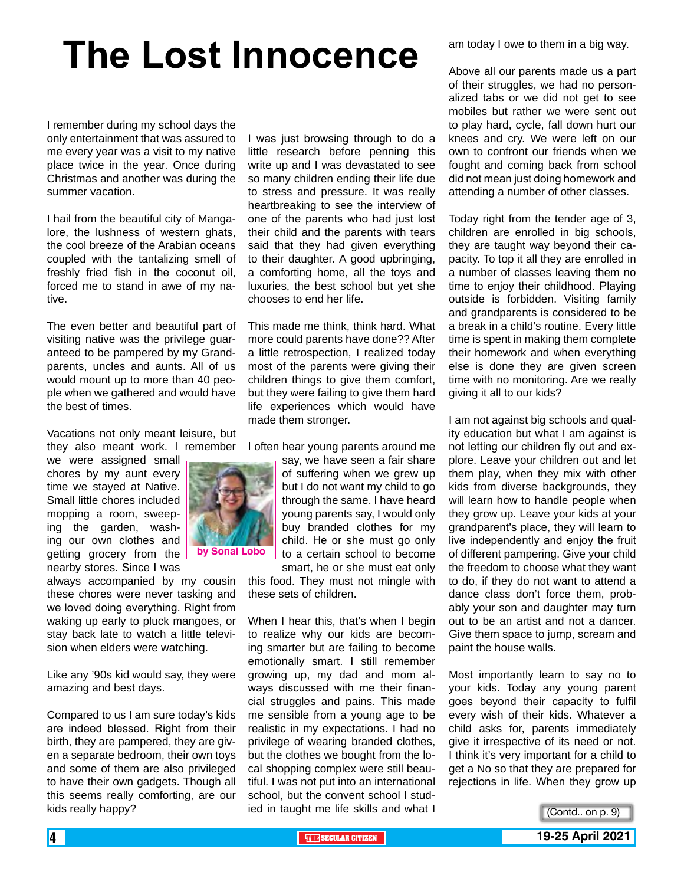# The Lost Innocence

by Sonal Lobo

I remember during my school days the only entertainment that was assured to me every year was a visit to my native place twice in the year. Once during Christmas and another was during the summer vacation.

I hail from the beautiful city of Mangalore, the lushness of western ghats, the cool breeze of the Arabian oceans coupled with the tantalizing smell of freshly fried fish in the coconut oil, forced me to stand in awe of my native.

The even better and beautiful part of visiting native was the privilege guaranteed to be pampered by my Grandparents, uncles and aunts. All of us would mount up to more than 40 people when we gathered and would have the best of times.

Vacations not only meant leisure, but they also meant work. I remember we were assigned small chores by my aunt every time we stayed at Native. Small little chores included mopping a room, sweeping the garden, washing our own clothes and getting grocery from the nearby stores. Since I was always accompanied by my cousin these chores were never tasking and we loved doing everything. Right from waking up early to pluck mangoes, or stay back late to watch a little television when elders were watching.

Like any '90s kid would say, they were amazing and best days.

Compared to us I am sure today's kids are indeed blessed. Right from their birth, they are pampered, they are given a separate bedroom, their own toys and some of them are also privileged to have their own gadgets. Though all this seems really comforting, are our kids really happy?

I was just browsing through to do a little research before penning this write up and I was devastated to see so many children ending their life due to stress and pressure. It was really heartbreaking to see the interview of one of the parents who had just lost their child and the parents with tears said that they had given everything to their daughter. A good upbringing, a comforting home, all the toys and luxuries, the best school but yet she chooses to end her life.

This made me think, think hard. What more could parents have done?? After a little retrospection, I realized today most of the parents were giving their children things to give them comfort, but they were failing to give them hard life experiences which would have made them stronger.

I often hear young parents around me say, we have seen a fair share of suffering when we grew up but I do not want my child to go through the same. I have heard young parents say, I would only buy branded clothes for my child. He or she must go only to a certain school to become smart, he or she must eat only this food. They must not mingle with these sets of children.

When I hear this, that's when I begin to realize why our kids are becoming smarter but are failing to become emotionally smart. I still remember growing up, my dad and mom always discussed with me their financial struggles and pains. This made me sensible from a young age to be realistic in my expectations. I had no privilege of wearing branded clothes, but the clothes we bought from the local shopping complex were still beautiful. I was not put into an international school, but the convent school I studied in taught me life skills and what I am today I owe to them in a big way.

Above all our parents made us a part of their struggles, we had no personalized tabs or we did not get to see mobiles but rather we were sent out to play hard, cycle, fall down hurt our knees and cry. We were left on our own to confront our friends when we fought and coming back from school did not mean just doing homework and attending a number of other classes.

Today right from the tender age of 3, children are enrolled in big schools, they are taught way beyond their capacity. To top it all they are enrolled in a number of classes leaving them no time to enjoy their childhood. Playing outside is forbidden. Visiting family and grandparents is considered to be a break in a child's routine. Every little time is spent in making them complete their homework and when everything else is done they are given screen time with no monitoring. Are we really giving it all to our kids?

I am not against big schools and quality education but what I am against is not letting our children fly out and explore. Leave your children out and let them play, when they mix with other kids from diverse backgrounds, they will learn how to handle people when they grow up. Leave your kids at your grandparent's place, they will learn to live independently and enjoy the fruit of different pampering. Give your child the freedom to choose what they want to do, if they do not want to attend a dance class don't force them, probably your son and daughter may turn out to be an artist and not a dancer. Give them space to jump, scream and paint the house walls.

Most importantly learn to say no to your kids. Today any young parent goes beyond their capacity to fulfil every wish of their kids. Whatever a child asks for, parents immediately give it irrespective of its need or not. I think it's very important for a child to get a No so that they are prepared for rejections in life. When they grow up

(Contd.. on p. 9)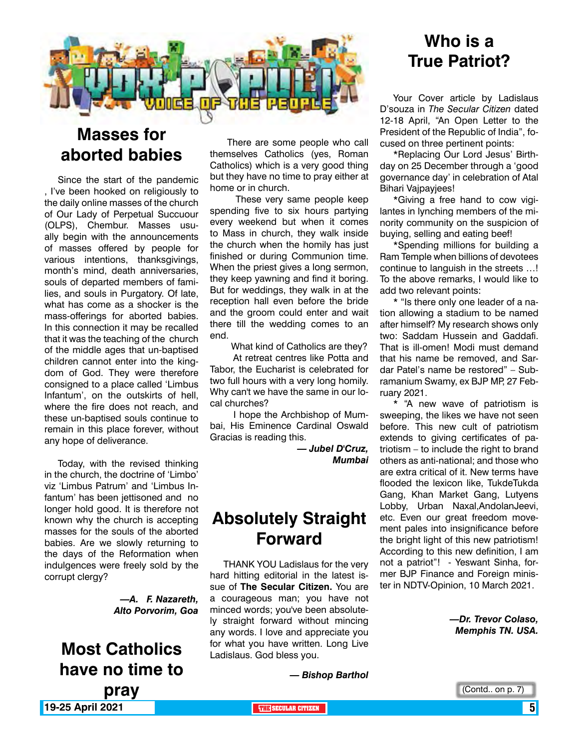# VOX POPULI

## VOICE OF THE PEOPLE

## Masses for aborted babies

Since the start of the pandemic , I've been hooked on religiously to the daily online masses of the church of Our Lady of Perpetual Succour (OLPS), Chembur. Masses usually begin with the announcements of masses offered by people for various intentions, thanksgivings, month's mind, death anniversaries, souls of departed members of families, and souls in Purgatory. Of late, what has come as a shocker is the mass-offerings for aborted babies. In this connection it may be recalled that it was the teaching of the church of the middle ages that un-baptised children cannot enter into the kingdom of God. They were therefore consigned to a place called 'Limbus Infantum', on the outskirts of hell, where the fire does not reach, and these un-baptised souls continue to remain in this place forever, without any hope of deliverance.

Today, with the revised thinking in the church, the doctrine of 'Limbo' viz 'Limbus Patrum' and 'Limbus Infantum' has been jettisoned and no longer hold good. It is therefore not known why the church is accepting masses for the souls of the aborted babies. Are we slowly returning to the days of the Reformation when indulgences were freely sold by the corrupt clergy?

***—A. F. Nazareth, Alto Porvorim, Goa***

## Most Catholics have no time to pray

There are some people who call themselves Catholics (yes, Roman Catholics) which is a very good thing but they have no time to pray either at home or in church.

These very same people keep spending five to six hours partying every weekend but when it comes to Mass in church, they walk inside the church when the homily has just finished or during Communion time. When the priest gives a long sermon, they keep yawning and find it boring. But for weddings, they walk in at the reception hall even before the bride and the groom could enter and wait there till the wedding comes to an end.

What kind of Catholics are they?

At retreat centres like Potta and Tabor, the Eucharist is celebrated for two full hours with a very long homily. Why can't we have the same in our local churches?

I hope the Archbishop of Mumbai, His Eminence Cardinal Oswald Gracias is reading this.

***— Jubel D'Cruz, Mumbai***

## Absolutely Straight Forward

THANK YOU Ladislaus for the very hard hitting editorial in the latest issue of **The Secular Citizen.** You are a courageous man; you have not minced words; you've been absolutely straight forward without mincing any words. I love and appreciate you for what you have written. Long Live Ladislaus. God bless you.

***— Bishop Barthol***

## Who is a True Patriot?

Your Cover article by Ladislaus D'souza in *The Secular Citizen* dated 12-18 April, "An Open Letter to the President of the Republic of India", focused on three pertinent points:

*Replacing Our Lord Jesus' Birthday on 25 December through a 'good governance day' in celebration of Atal Bihari Vajpayjees!

*Giving a free hand to cow vigilantes in lynching members of the minority community on the suspicion of buying, selling and eating beef!

*Spending millions for building a Ram Temple when billions of devotees continue to languish in the streets …! To the above remarks, I would like to add two relevant points:

* "Is there only one leader of a nation allowing a stadium to be named after himself? My research shows only two: Saddam Hussein and Gaddafi. That is ill-omen! Modi must demand that his name be removed, and Sardar Patel's name be restored" – Subramanium Swamy, ex BJP MP, 27 February 2021.

* "A new wave of patriotism is sweeping, the likes we have not seen before. This new cult of patriotism extends to giving certificates of patriotism – to include the right to brand others as anti-national; and those who are extra critical of it. New terms have flooded the lexicon like, TukdeTukda Gang, Khan Market Gang, Lutyens Lobby, Urban Naxal,AndolanJeevi, etc. Even our great freedom movement pales into insignificance before the bright light of this new patriotism! According to this new definition, I am not a patriot"! - Yeswant Sinha, former BJP Finance and Foreign minister in NDTV-Opinion, 10 March 2021.

***—Dr. Trevor Colaso, Memphis TN. USA.***

(Contd.. on p. 7)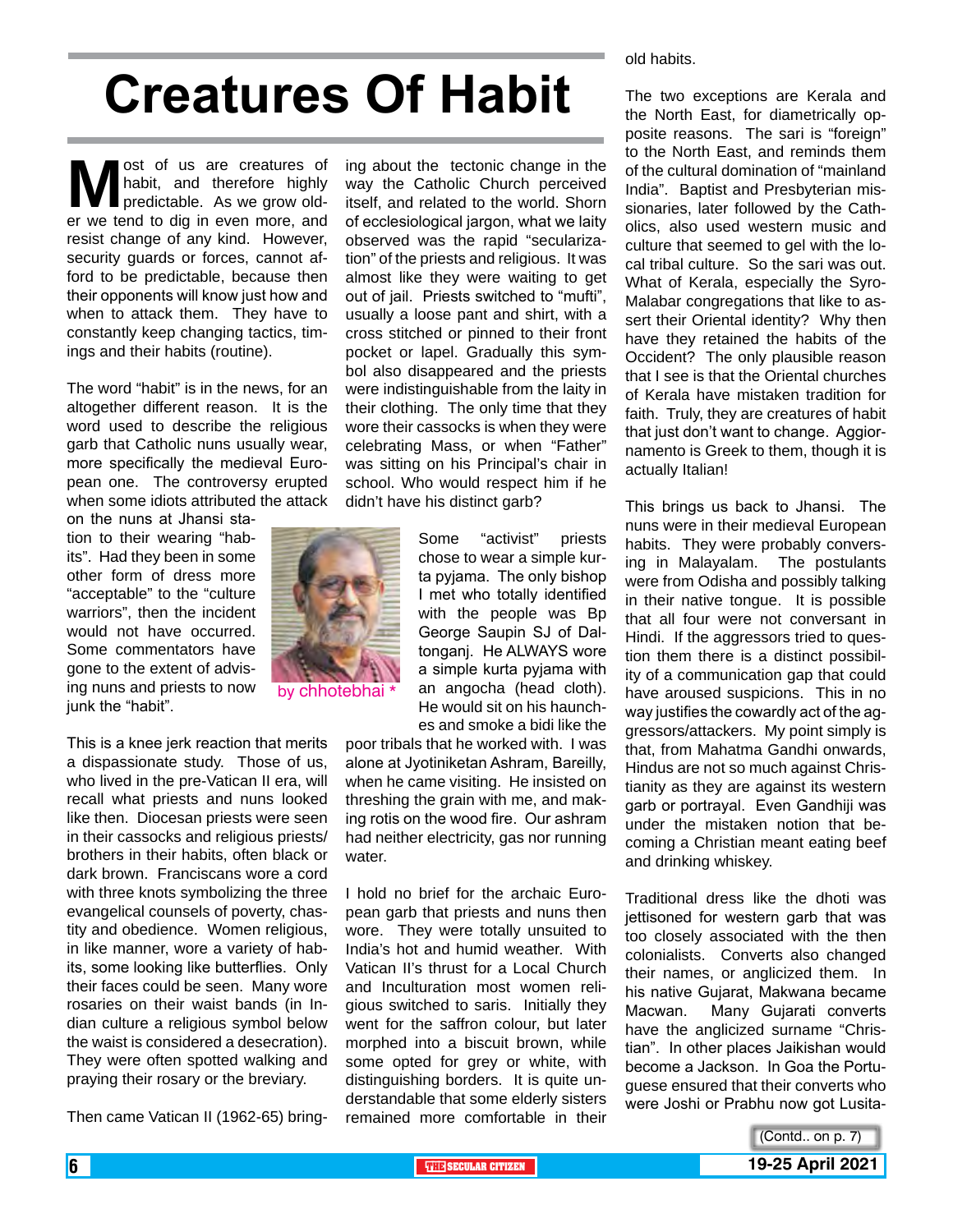# Creatures Of Habit

Most of us are creatures of habit, and therefore highly predictable. As we grow older we tend to dig in even more, and resist change of any kind. However, security guards or forces, cannot afford to be predictable, because then their opponents will know just how and when to attack them. They have to constantly keep changing tactics, timings and their habits (routine).

The word "habit" is in the news, for an altogether different reason. It is the word used to describe the religious garb that Catholic nuns usually wear, more specifically the medieval European one. The controversy erupted when some idiots attributed the attack on the nuns at Jhansi station to their wearing "habits". Had they been in some other form of dress more "acceptable" to the "culture warriors", then the incident would not have occurred. Some commentators have gone to the extent of advising nuns and priests to now junk the "habit".

by chhotebhai *

This is a knee jerk reaction that merits a dispassionate study. Those of us, who lived in the pre-Vatican II era, will recall what priests and nuns looked like then. Diocesan priests were seen in their cassocks and religious priests/ brothers in their habits, often black or dark brown. Franciscans wore a cord with three knots symbolizing the three evangelical counsels of poverty, chastity and obedience. Women religious, in like manner, wore a variety of habits, some looking like butterflies. Only their faces could be seen. Many wore rosaries on their waist bands (in Indian culture a religious symbol below the waist is considered a desecration). They were often spotted walking and praying their rosary or the breviary.

Then came Vatican II (1962-65) bringing about the tectonic change in the way the Catholic Church perceived itself, and related to the world. Shorn of ecclesiological jargon, what we laity observed was the rapid "secularization" of the priests and religious. It was almost like they were waiting to get out of jail. Priests switched to "mufti", usually a loose pant and shirt, with a cross stitched or pinned to their front pocket or lapel. Gradually this symbol also disappeared and the priests were indistinguishable from the laity in their clothing. The only time that they wore their cassocks is when they were celebrating Mass, or when "Father" was sitting on his Principal's chair in school. Who would respect him if he didn't have his distinct garb?

Some "activist" priests chose to wear a simple kurta pyjama. The only bishop I met who totally identified with the people was Bp George Saupin SJ of Daltonganj. He ALWAYS wore a simple kurta pyjama with an angocha (head cloth). He would sit on his haunches and smoke a bidi like the poor tribals that he worked with. I was alone at Jyotiniketan Ashram, Bareilly, when he came visiting. He insisted on threshing the grain with me, and making rotis on the wood fire. Our ashram had neither electricity, gas nor running water.

I hold no brief for the archaic European garb that priests and nuns then wore. They were totally unsuited to India's hot and humid weather. With Vatican II's thrust for a Local Church and Inculturation most women religious switched to saris. Initially they went for the saffron colour, but later morphed into a biscuit brown, while some opted for grey or white, with distinguishing borders. It is quite understandable that some elderly sisters remained more comfortable in their old habits.

The two exceptions are Kerala and the North East, for diametrically opposite reasons. The sari is "foreign" to the North East, and reminds them of the cultural domination of "mainland India". Baptist and Presbyterian missionaries, later followed by the Catholics, also used western music and culture that seemed to gel with the local tribal culture. So the sari was out. What of Kerala, especially the Syro-Malabar congregations that like to assert their Oriental identity? Why then have they retained the habits of the Occident? The only plausible reason that I see is that the Oriental churches of Kerala have mistaken tradition for faith. Truly, they are creatures of habit that just don't want to change. Aggiornamento is Greek to them, though it is actually Italian!

This brings us back to Jhansi. The nuns were in their medieval European habits. They were probably conversing in Malayalam. The postulants were from Odisha and possibly talking in their native tongue. It is possible that all four were not conversant in Hindi. If the aggressors tried to question them there is a distinct possibility of a communication gap that could have aroused suspicions. This in no way justifies the cowardly act of the aggressors/attackers. My point simply is that, from Mahatma Gandhi onwards, Hindus are not so much against Christianity as they are against its western garb or portrayal. Even Gandhiji was under the mistaken notion that becoming a Christian meant eating beef and drinking whiskey.

Traditional dress like the dhoti was jettisoned for western garb that was too closely associated with the then colonialists. Converts also changed their names, or anglicized them. In his native Gujarat, Makwana became Macwan. Many Gujarati converts have the anglicized surname "Christian". In other places Jaikishan would become a Jackson. In Goa the Portuguese ensured that their converts who were Joshi or Prabhu now got Lusita-

(Contd.. on p. 7)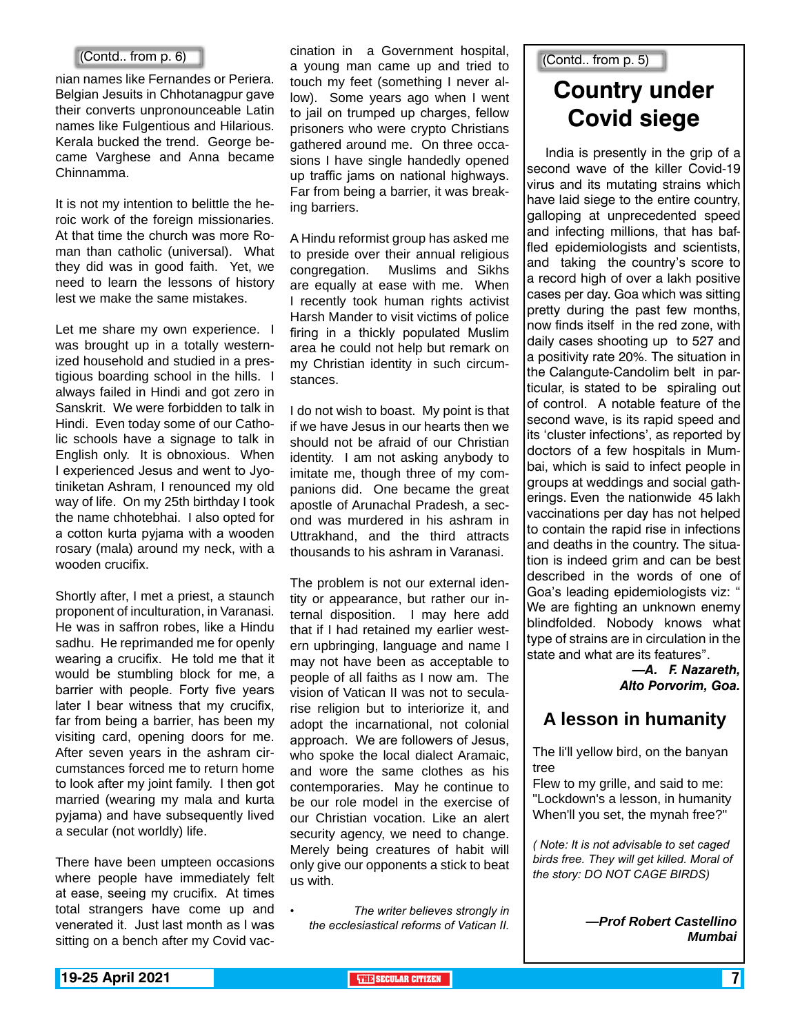(Contd.. from p. 6)

nian names like Fernandes or Periera. Belgian Jesuits in Chhotanagpur gave their converts unpronounceable Latin names like Fulgentious and Hilarious. Kerala bucked the trend. George became Varghese and Anna became Chinnamma.

It is not my intention to belittle the heroic work of the foreign missionaries. At that time the church was more Roman than catholic (universal). What they did was in good faith. Yet, we need to learn the lessons of history lest we make the same mistakes.

Let me share my own experience. I was brought up in a totally westernized household and studied in a prestigious boarding school in the hills. I always failed in Hindi and got zero in Sanskrit. We were forbidden to talk in Hindi. Even today some of our Catholic schools have a signage to talk in English only. It is obnoxious. When I experienced Jesus and went to Jyotiniketan Ashram, I renounced my old way of life. On my 25th birthday I took the name chhotebhai. I also opted for a cotton kurta pyjama with a wooden rosary (mala) around my neck, with a wooden crucifix.

Shortly after, I met a priest, a staunch proponent of inculturation, in Varanasi. He was in saffron robes, like a Hindu sadhu. He reprimanded me for openly wearing a crucifix. He told me that it would be stumbling block for me, a barrier with people. Forty five years later I bear witness that my crucifix, far from being a barrier, has been my visiting card, opening doors for me. After seven years in the ashram circumstances forced me to return home to look after my joint family. I then got married (wearing my mala and kurta pyjama) and have subsequently lived a secular (not worldly) life.

There have been umpteen occasions where people have immediately felt at ease, seeing my crucifix. At times total strangers have come up and venerated it. Just last month as I was sitting on a bench after my Covid vaccination in a Government hospital, a young man came up and tried to touch my feet (something I never allow). Some years ago when I went to jail on trumped up charges, fellow prisoners who were crypto Christians gathered around me. On three occasions I have single handedly opened up traffic jams on national highways. Far from being a barrier, it was breaking barriers.

A Hindu reformist group has asked me to preside over their annual religious congregation. Muslims and Sikhs are equally at ease with me. When I recently took human rights activist Harsh Mander to visit victims of police firing in a thickly populated Muslim area he could not help but remark on my Christian identity in such circumstances.

I do not wish to boast. My point is that if we have Jesus in our hearts then we should not be afraid of our Christian identity. I am not asking anybody to imitate me, though three of my companions did. One became the great apostle of Arunachal Pradesh, a second was murdered in his ashram in Uttrakhand, and the third attracts thousands to his ashram in Varanasi.

The problem is not our external identity or appearance, but rather our internal disposition. I may here add that if I had retained my earlier western upbringing, language and name I may not have been as acceptable to people of all faiths as I now am. The vision of Vatican II was not to secularise religion but to interiorize it, and adopt the incarnational, not colonial approach. We are followers of Jesus, who spoke the local dialect Aramaic, and wore the same clothes as his contemporaries. May he continue to be our role model in the exercise of our Christian vocation. Like an alert security agency, we need to change. Merely being creatures of habit will only give our opponents a stick to beat us with.

• *The writer believes strongly in the ecclesiastical reforms of Vatican II.*

(Contd.. from p. 5)

# Country under Covid siege

India is presently in the grip of a second wave of the killer Covid-19 virus and its mutating strains which have laid siege to the entire country, galloping at unprecedented speed and infecting millions, that has baffled epidemiologists and scientists, and taking the country's score to a record high of over a lakh positive cases per day. Goa which was sitting pretty during the past few months, now finds itself in the red zone, with daily cases shooting up to 527 and a positivity rate 20%. The situation in the Calangute-Candolim belt in particular, is stated to be spiraling out of control. A notable feature of the second wave, is its rapid speed and its 'cluster infections', as reported by doctors of a few hospitals in Mumbai, which is said to infect people in groups at weddings and social gatherings. Even the nationwide 45 lakh vaccinations per day has not helped to contain the rapid rise in infections and deaths in the country. The situation is indeed grim and can be best described in the words of one of Goa's leading epidemiologists viz: " We are fighting an unknown enemy blindfolded. Nobody knows what type of strains are in circulation in the state and what are its features".

***—A. F. Nazareth, Alto Porvorim, Goa.***

# A lesson in humanity

The li'll yellow bird, on the banyan tree
Flew to my grille, and said to me:
"Lockdown's a lesson, in humanity
When'll you set, the mynah free?"

*( Note: It is not advisable to set caged birds free. They will get killed. Moral of the story: DO NOT CAGE BIRDS)*

***—Prof Robert Castellino Mumbai***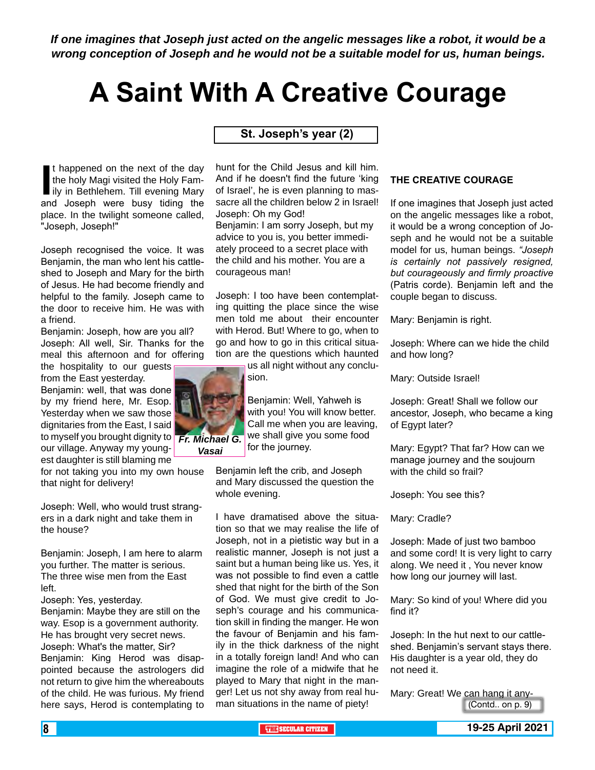*If one imagines that Joseph just acted on the angelic messages like a robot, it would be a wrong conception of Joseph and he would not be a suitable model for us, human beings.*

# A Saint With A Creative Courage

**St. Joseph's year (2)**

It happened on the next of the day the holy Magi visited the Holy Family in Bethlehem. Till evening Mary and Joseph were busy tiding the place. In the twilight someone called, "Joseph, Joseph!"

Joseph recognised the voice. It was Benjamin, the man who lent his cattle-shed to Joseph and Mary for the birth of Jesus. He had become friendly and helpful to the family. Joseph came to the door to receive him. He was with a friend.

Benjamin: Joseph, how are you all?

Joseph: All well, Sir. Thanks for the meal this afternoon and for offering the hospitality to our guests from the East yesterday.

Benjamin: well, that was done by my friend here, Mr. Esop. Yesterday when we saw those dignitaries from the East, I said to myself you brought dignity to our village. Anyway my youngest daughter is still blaming me for not taking you into my own house that night for delivery!

**Fr. Michael G. Vasai**

Joseph: Well, who would trust strangers in a dark night and take them in the house?

Benjamin: Joseph, I am here to alarm you further. The matter is serious. The three wise men from the East left.

Joseph: Yes, yesterday.

Benjamin: Maybe they are still on the way. Esop is a government authority. He has brought very secret news.

Joseph: What's the matter, Sir?

Benjamin: King Herod was disappointed because the astrologers did not return to give him the whereabouts of the child. He was furious. My friend here says, Herod is contemplating to hunt for the Child Jesus and kill him. And if he doesn't find the future 'king of Israel', he is even planning to massacre all the children below 2 in Israel!

Joseph: Oh my God!

Benjamin: I am sorry Joseph, but my advice to you is, you better immediately proceed to a secret place with the child and his mother. You are a courageous man!

Joseph: I too have been contemplating quitting the place since the wise men told me about their encounter with Herod. But! Where to go, when to go and how to go in this critical situation are the questions which haunted us all night without any conclusion.

Benjamin: Well, Yahweh is with you! You will know better. Call me when you are leaving, we shall give you some food for the journey.

Benjamin left the crib, and Joseph and Mary discussed the question the whole evening.

I have dramatised above the situation so that we may realise the life of Joseph, not in a pietistic way but in a realistic manner, Joseph is not just a saint but a human being like us. Yes, it was not possible to find even a cattle shed that night for the birth of the Son of God. We must give credit to Joseph's courage and his communication skill in finding the manger. He won the favour of Benjamin and his family in the thick darkness of the night in a totally foreign land! And who can imagine the role of a midwife that he played to Mary that night in the manger! Let us not shy away from real human situations in the name of piety!

### THE CREATIVE COURAGE

If one imagines that Joseph just acted on the angelic messages like a robot, it would be a wrong conception of Joseph and he would not be a suitable model for us, human beings. *"Joseph is certainly not passively resigned, but courageously and firmly proactive* (Patris corde). Benjamin left and the couple began to discuss.

Mary: Benjamin is right.

Joseph: Where can we hide the child and how long?

Mary: Outside Israel!

Joseph: Great! Shall we follow our ancestor, Joseph, who became a king of Egypt later?

Mary: Egypt? That far? How can we manage journey and the soujourn with the child so frail?

Joseph: You see this?

Mary: Cradle?

Joseph: Made of just two bamboo and some cord! It is very light to carry along. We need it , You never know how long our journey will last.

Mary: So kind of you! Where did you find it?

Joseph: In the hut next to our cattle-shed. Benjamin's servant stays there. His daughter is a year old, they do not need it.

Mary: Great! We can hang it any-

(Contd.. on p. 9)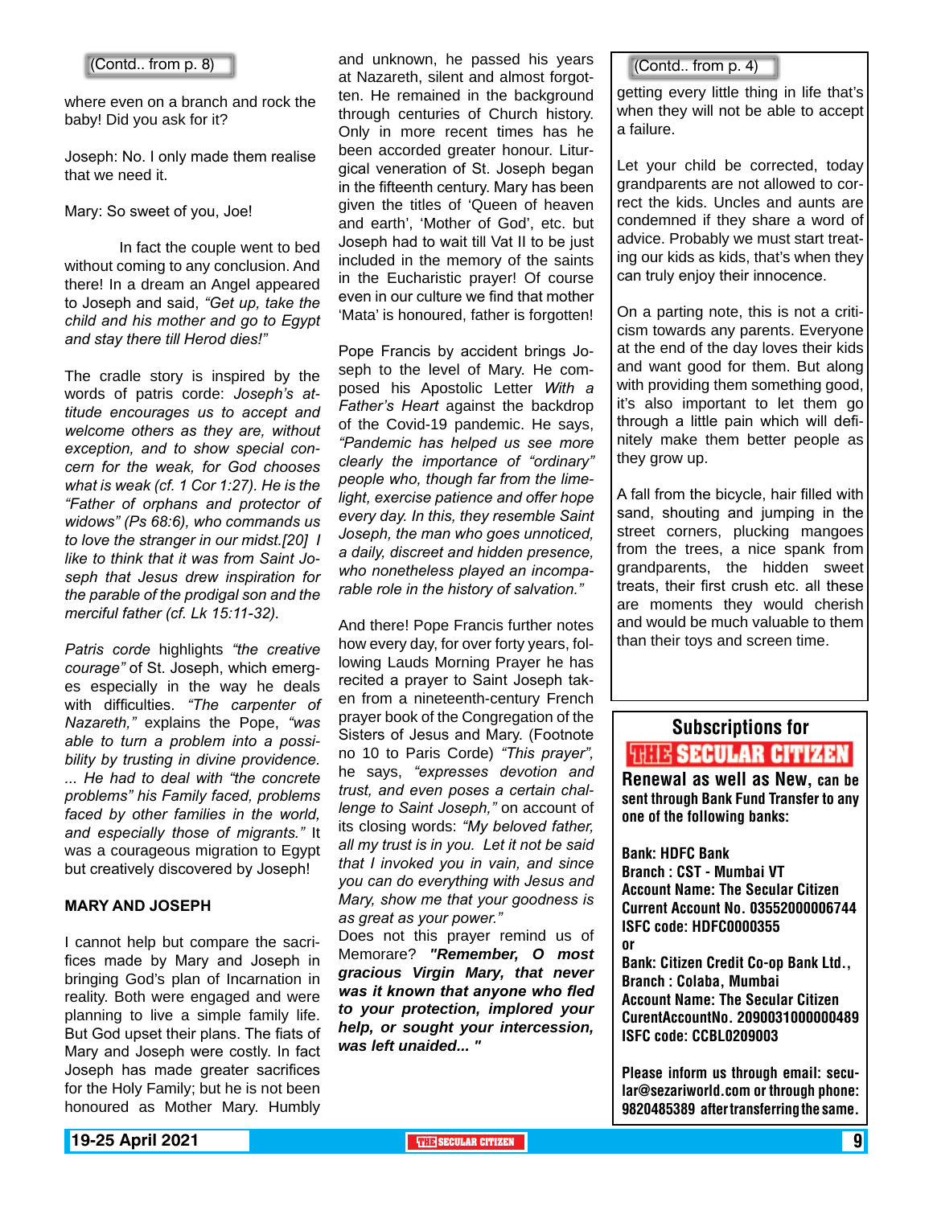(Contd.. from p. 8)

where even on a branch and rock the baby! Did you ask for it?

Joseph: No. I only made them realise that we need it.

Mary: So sweet of you, Joe!

In fact the couple went to bed without coming to any conclusion. And there! In a dream an Angel appeared to Joseph and said, *"Get up, take the child and his mother and go to Egypt and stay there till Herod dies!"*

The cradle story is inspired by the words of patris corde: *Joseph's attitude encourages us to accept and welcome others as they are, without exception, and to show special concern for the weak, for God chooses what is weak (cf. 1 Cor 1:27). He is the "Father of orphans and protector of widows" (Ps 68:6), who commands us to love the stranger in our midst.[20] I like to think that it was from Saint Joseph that Jesus drew inspiration for the parable of the prodigal son and the merciful father (cf. Lk 15:11-32).*

*Patris corde* highlights *"the creative courage"* of St. Joseph, which emerges especially in the way he deals with difficulties. *"The carpenter of Nazareth,"* explains the Pope, *"was able to turn a problem into a possibility by trusting in divine providence. ... He had to deal with "the concrete problems" his Family faced, problems faced by other families in the world, and especially those of migrants."* It was a courageous migration to Egypt but creatively discovered by Joseph!

**MARY AND JOSEPH**

I cannot help but compare the sacrifices made by Mary and Joseph in bringing God's plan of Incarnation in reality. Both were engaged and were planning to live a simple family life. But God upset their plans. The fiats of Mary and Joseph were costly. In fact Joseph has made greater sacrifices for the Holy Family; but he is not been honoured as Mother Mary. Humbly and unknown, he passed his years at Nazareth, silent and almost forgotten. He remained in the background through centuries of Church history. Only in more recent times has he been accorded greater honour. Liturgical veneration of St. Joseph began in the fifteenth century. Mary has been given the titles of 'Queen of heaven and earth', 'Mother of God', etc. but Joseph had to wait till Vat II to be just included in the memory of the saints in the Eucharistic prayer! Of course even in our culture we find that mother 'Mata' is honoured, father is forgotten!

Pope Francis by accident brings Joseph to the level of Mary. He composed his Apostolic Letter *With a Father's Heart* against the backdrop of the Covid-19 pandemic. He says, *"Pandemic has helped us see more clearly the importance of "ordinary" people who, though far from the limelight, exercise patience and offer hope every day. In this, they resemble Saint Joseph, the man who goes unnoticed, a daily, discreet and hidden presence, who nonetheless played an incomparable role in the history of salvation."*

And there! Pope Francis further notes how every day, for over forty years, following Lauds Morning Prayer he has recited a prayer to Saint Joseph taken from a nineteenth-century French prayer book of the Congregation of the Sisters of Jesus and Mary. (Footnote no 10 to Paris Corde) *"This prayer",* he says, *"expresses devotion and trust, and even poses a certain challenge to Saint Joseph,"* on account of its closing words: *"My beloved father, all my trust is in you. Let it not be said that I invoked you in vain, and since you can do everything with Jesus and Mary, show me that your goodness is as great as your power."*

Does not this prayer remind us of Memorare? ***"Remember, O most gracious Virgin Mary, that never was it known that anyone who fled to your protection, implored your help, or sought your intercession, was left unaided... "***

(Contd.. from p. 4)

getting every little thing in life that's when they will not be able to accept a failure.

Let your child be corrected, today grandparents are not allowed to correct the kids. Uncles and aunts are condemned if they share a word of advice. Probably we must start treating our kids as kids, that's when they can truly enjoy their innocence.

On a parting note, this is not a criticism towards any parents. Everyone at the end of the day loves their kids and want good for them. But along with providing them something good, it's also important to let them go through a little pain which will definitely make them better people as they grow up.

A fall from the bicycle, hair filled with sand, shouting and jumping in the street corners, plucking mangoes from the trees, a nice spank from grandparents, the hidden sweet treats, their first crush etc. all these are moments they would cherish and would be much valuable to them than their toys and screen time.

**Subscriptions for THE SECULAR CITIZEN**

**Renewal as well as New, can be sent through Bank Fund Transfer to any one of the following banks:**

**Bank: HDFC Bank**
**Branch : CST - Mumbai VT**
**Account Name: The Secular Citizen**
**Current Account No. 03552000006744**
**ISFC code: HDFC0000355**
**or**
**Bank: Citizen Credit Co-op Bank Ltd.,**
**Branch : Colaba, Mumbai**
**Account Name: The Secular Citizen**
**CurentAccountNo. 2090031000000489**
**ISFC code: CCBL0209003**

**Please inform us through email: secular@sezariworld.com or through phone: 9820485389 after transferring the same.**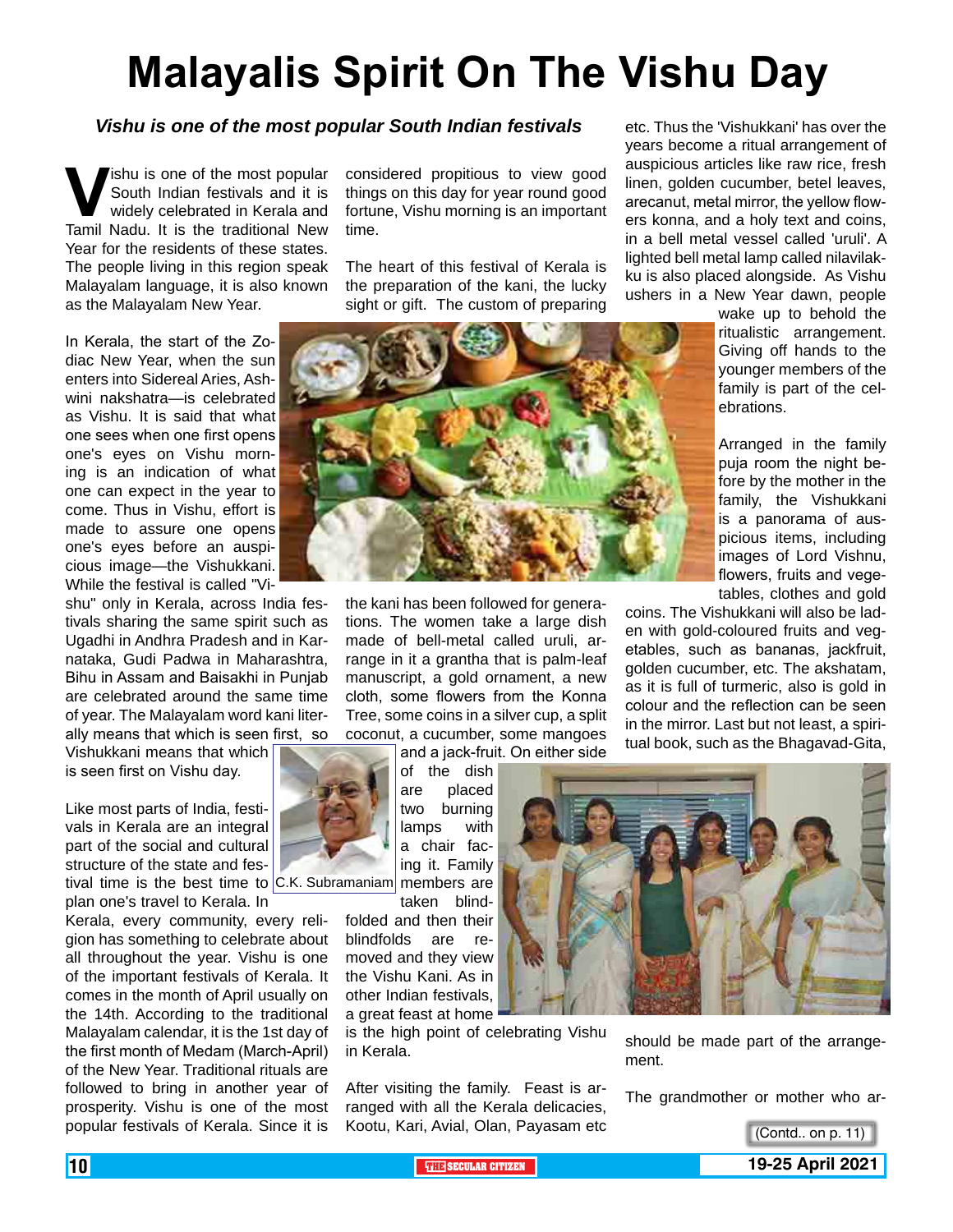# Malayalis Spirit On The Vishu Day

***Vishu is one of the most popular South Indian festivals***

Vishu is one of the most popular South Indian festivals and it is widely celebrated in Kerala and Tamil Nadu. It is the traditional New Year for the residents of these states. The people living in this region speak Malayalam language, it is also known as the Malayalam New Year.

In Kerala, the start of the Zodiac New Year, when the sun enters into Sidereal Aries, Ashwini nakshatra—is celebrated as Vishu. It is said that what one sees when one first opens one's eyes on Vishu morning is an indication of what one can expect in the year to come. Thus in Vishu, effort is made to assure one opens one's eyes before an auspicious image—the Vishukkani. While the festival is called "Vishu" only in Kerala, across India festivals sharing the same spirit such as Ugadhi in Andhra Pradesh and in Karnataka, Gudi Padwa in Maharashtra, Bihu in Assam and Baisakhi in Punjab are celebrated around the same time of year. The Malayalam word kani literally means that which is seen first, so Vishukkani means that which is seen first on Vishu day.

Like most parts of India, festivals in Kerala are an integral part of the social and cultural structure of the state and festival time is the best time to plan one's travel to Kerala. In Kerala, every community, every religion has something to celebrate about all throughout the year. Vishu is one of the important festivals of Kerala. It comes in the month of April usually on the 14th. According to the traditional Malayalam calendar, it is the 1st day of the first month of Medam (March-April) of the New Year. Traditional rituals are followed to bring in another year of prosperity. Vishu is one of the most popular festivals of Kerala. Since it is considered propitious to view good things on this day for year round good fortune, Vishu morning is an important time.

The heart of this festival of Kerala is the preparation of the kani, the lucky sight or gift. The custom of preparing the kani has been followed for generations. The women take a large dish made of bell-metal called uruli, arrange in it a grantha that is palm-leaf manuscript, a gold ornament, a new cloth, some flowers from the Konna Tree, some coins in a silver cup, a split coconut, a cucumber, some mangoes and a jack-fruit. On either side of the dish are placed two burning lamps with a chair facing it. Family members are taken blindfolded and then their blindfolds are removed and they view the Vishu Kani. As in other Indian festivals, a great feast at home is the high point of celebrating Vishu in Kerala.

C.K. Subramaniam

After visiting the family. Feast is arranged with all the Kerala delicacies, Kootu, Kari, Avial, Olan, Payasam etc etc. Thus the 'Vishukkani' has over the years become a ritual arrangement of auspicious articles like raw rice, fresh linen, golden cucumber, betel leaves, arecanut, metal mirror, the yellow flowers konna, and a holy text and coins, in a bell metal vessel called 'uruli'. A lighted bell metal lamp called nilavilakku is also placed alongside. As Vishu ushers in a New Year dawn, people wake up to behold the ritualistic arrangement. Giving off hands to the younger members of the family is part of the celebrations.

Arranged in the family puja room the night before by the mother in the family, the Vishukkani is a panorama of auspicious items, including images of Lord Vishnu, flowers, fruits and vegetables, clothes and gold coins. The Vishukkani will also be laden with gold-coloured fruits and vegetables, such as bananas, jackfruit, golden cucumber, etc. The akshatam, as it is full of turmeric, also is gold in colour and the reflection can be seen in the mirror. Last but not least, a spiritual book, such as the Bhagavad-Gita, should be made part of the arrangement.

The grandmother or mother who ar-

(Contd.. on p. 11)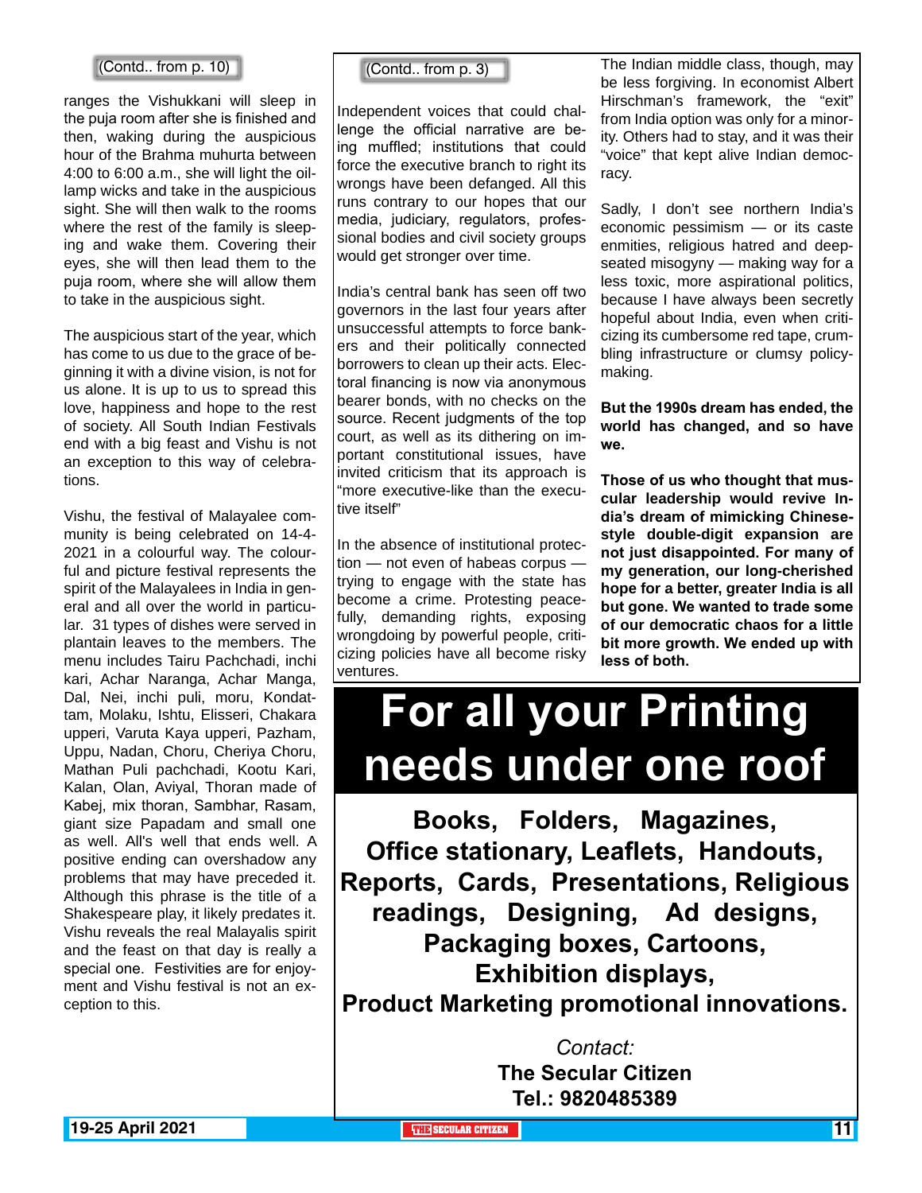(Contd.. from p. 10)

ranges the Vishukkani will sleep in the puja room after she is finished and then, waking during the auspicious hour of the Brahma muhurta between 4:00 to 6:00 a.m., she will light the oil-lamp wicks and take in the auspicious sight. She will then walk to the rooms where the rest of the family is sleeping and wake them. Covering their eyes, she will then lead them to the puja room, where she will allow them to take in the auspicious sight.

The auspicious start of the year, which has come to us due to the grace of beginning it with a divine vision, is not for us alone. It is up to us to spread this love, happiness and hope to the rest of society. All South Indian Festivals end with a big feast and Vishu is not an exception to this way of celebrations.

Vishu, the festival of Malayalee community is being celebrated on 14-4-2021 in a colourful way. The colourful and picture festival represents the spirit of the Malayalees in India in general and all over the world in particular. 31 types of dishes were served in plantain leaves to the members. The menu includes Tairu Pachchadi, inchi kari, Achar Naranga, Achar Manga, Dal, Nei, inchi puli, moru, Kondattam, Molaku, Ishtu, Elisseri, Chakara upperi, Varuta Kaya upperi, Pazham, Uppu, Nadan, Choru, Cheriya Choru, Mathan Puli pachchadi, Kootu Kari, Kalan, Olan, Aviyal, Thoran made of Kabej, mix thoran, Sambhar, Rasam, giant size Papadam and small one as well. All's well that ends well. A positive ending can overshadow any problems that may have preceded it. Although this phrase is the title of a Shakespeare play, it likely predates it. Vishu reveals the real Malayalis spirit and the feast on that day is really a special one. Festivities are for enjoyment and Vishu festival is not an exception to this.

(Contd.. from p. 3)

Independent voices that could challenge the official narrative are being muffled; institutions that could force the executive branch to right its wrongs have been defanged. All this runs contrary to our hopes that our media, judiciary, regulators, professional bodies and civil society groups would get stronger over time.

India's central bank has seen off two governors in the last four years after unsuccessful attempts to force bankers and their politically connected borrowers to clean up their acts. Electoral financing is now via anonymous bearer bonds, with no checks on the source. Recent judgments of the top court, as well as its dithering on important constitutional issues, have invited criticism that its approach is "more executive-like than the executive itself"

In the absence of institutional protection — not even of habeas corpus — trying to engage with the state has become a crime. Protesting peacefully, demanding rights, exposing wrongdoing by powerful people, criticizing policies have all become risky ventures.

The Indian middle class, though, may be less forgiving. In economist Albert Hirschman's framework, the "exit" from India option was only for a minority. Others had to stay, and it was their "voice" that kept alive Indian democracy.

Sadly, I don't see northern India's economic pessimism — or its caste enmities, religious hatred and deep-seated misogyny — making way for a less toxic, more aspirational politics, because I have always been secretly hopeful about India, even when criticizing its cumbersome red tape, crumbling infrastructure or clumsy policy-making.

**But the 1990s dream has ended, the world has changed, and so have we.**

**Those of us who thought that muscular leadership would revive India's dream of mimicking Chinese-style double-digit expansion are not just disappointed. For many of my generation, our long-cherished hope for a better, greater India is all but gone. We wanted to trade some of our democratic chaos for a little bit more growth. We ended up with less of both.**

# For all your Printing needs under one roof

**Books, Folders, Magazines, Office stationary, Leaflets, Handouts, Reports, Cards, Presentations, Religious readings, Designing, Ad designs, Packaging boxes, Cartoons, Exhibition displays, Product Marketing promotional innovations.**

*Contact:*

**The Secular Citizen**

**Tel.: 9820485389**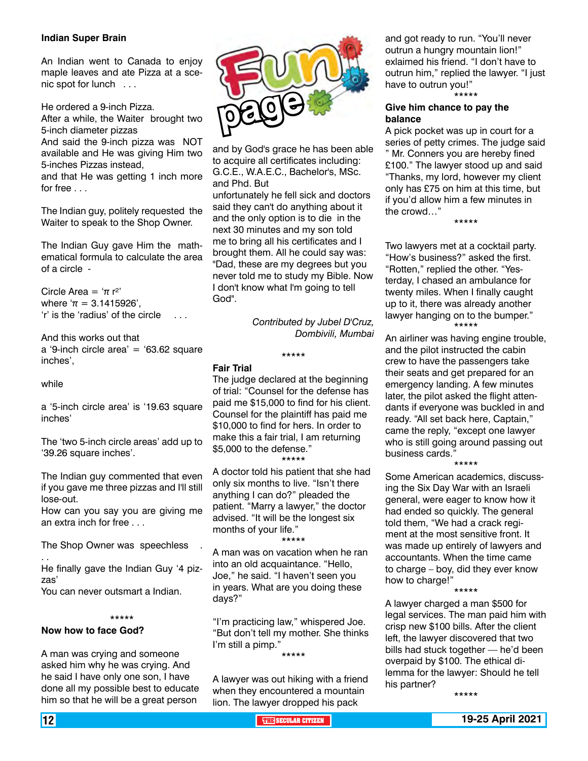**Indian Super Brain**

An Indian went to Canada to enjoy maple leaves and ate Pizza at a scenic spot for lunch . . .

He ordered a 9-inch Pizza.
After a while, the Waiter brought two 5-inch diameter pizzas
And said the 9-inch pizza was NOT available and He was giving Him two 5-inches Pizzas instead,
and that He was getting 1 inch more for free . . .

The Indian guy, politely requested the Waiter to speak to the Shop Owner.

The Indian Guy gave Him the mathematical formula to calculate the area of a circle -

Circle Area = '$\pi r^2$'
where '$\pi$ = 3.1415926',
'r' is the 'radius' of the circle . . .

And this works out that
a '9-inch circle area' = '63.62 square inches',

while

a '5-inch circle area' is '19.63 square inches'

The 'two 5-inch circle areas' add up to '39.26 square inches'.

The Indian guy commented that even if you gave me three pizzas and I'll still lose-out.
How can you say you are giving me an extra inch for free . . .

The Shop Owner was speechless . . .
He finally gave the Indian Guy '4 pizzas'
You can never outsmart a Indian.

\*\*\*\*\*

**Now how to face God?**

A man was crying and someone asked him why he was crying. And he said I have only one son, I have done all my possible best to educate him so that he will be a great person and by God's grace he has been able to acquire all certificates including: G.C.E., W.A.E.C., Bachelor's, MSc. and Phd. But unfortunately he fell sick and doctors said they can't do anything about it and the only option is to die in the next 30 minutes and my son told me to bring all his certificates and I brought them. All he could say was: "Dad, these are my degrees but you never told me to study my Bible. Now I don't know what I'm going to tell God".

*Contributed by Jubel D'Cruz, Dombivili, Mumbai*

\*\*\*\*\*

**Fair Trial**

The judge declared at the beginning of trial: "Counsel for the defense has paid me $15,000 to find for his client. Counsel for the plaintiff has paid me $10,000 to find for hers. In order to make this a fair trial, I am returning $5,000 to the defense."

\*\*\*\*\*

A doctor told his patient that she had only six months to live. "Isn't there anything I can do?" pleaded the patient. "Marry a lawyer," the doctor advised. "It will be the longest six months of your life."

\*\*\*\*\*

A man was on vacation when he ran into an old acquaintance. "Hello, Joe," he said. "I haven't seen you in years. What are you doing these days?"

"I'm practicing law," whispered Joe. "But don't tell my mother. She thinks I'm still a pimp."

\*\*\*\*\*

A lawyer was out hiking with a friend when they encountered a mountain lion. The lawyer dropped his pack and got ready to run. "You'll never outrun a hungry mountain lion!" exlaimed his friend. "I don't have to outrun him," replied the lawyer. "I just have to outrun you!"

\*\*\*\*\*

**Give him chance to pay the balance**

A pick pocket was up in court for a series of petty crimes. The judge said " Mr. Conners you are hereby fined £100." The lawyer stood up and said "Thanks, my lord, however my client only has £75 on him at this time, but if you'd allow him a few minutes in the crowd…"

\*\*\*\*\*

Two lawyers met at a cocktail party. "How's business?" asked the first. "Rotten," replied the other. "Yesterday, I chased an ambulance for twenty miles. When I finally caught up to it, there was already another lawyer hanging on to the bumper."

\*\*\*\*\*

An airliner was having engine trouble, and the pilot instructed the cabin crew to have the passengers take their seats and get prepared for an emergency landing. A few minutes later, the pilot asked the flight attendants if everyone was buckled in and ready. "All set back here, Captain," came the reply, "except one lawyer who is still going around passing out business cards."

\*\*\*\*\*

Some American academics, discussing the Six Day War with an Israeli general, were eager to know how it had ended so quickly. The general told them, "We had a crack regiment at the most sensitive front. It was made up entirely of lawyers and accountants. When the time came to charge – boy, did they ever know how to charge!"

\*\*\*\*\*

A lawyer charged a man $500 for legal services. The man paid him with crisp new $100 bills. After the client left, the lawyer discovered that two bills had stuck together — he'd been overpaid by $100. The ethical dilemma for the lawyer: Should he tell his partner?

\*\*\*\*\*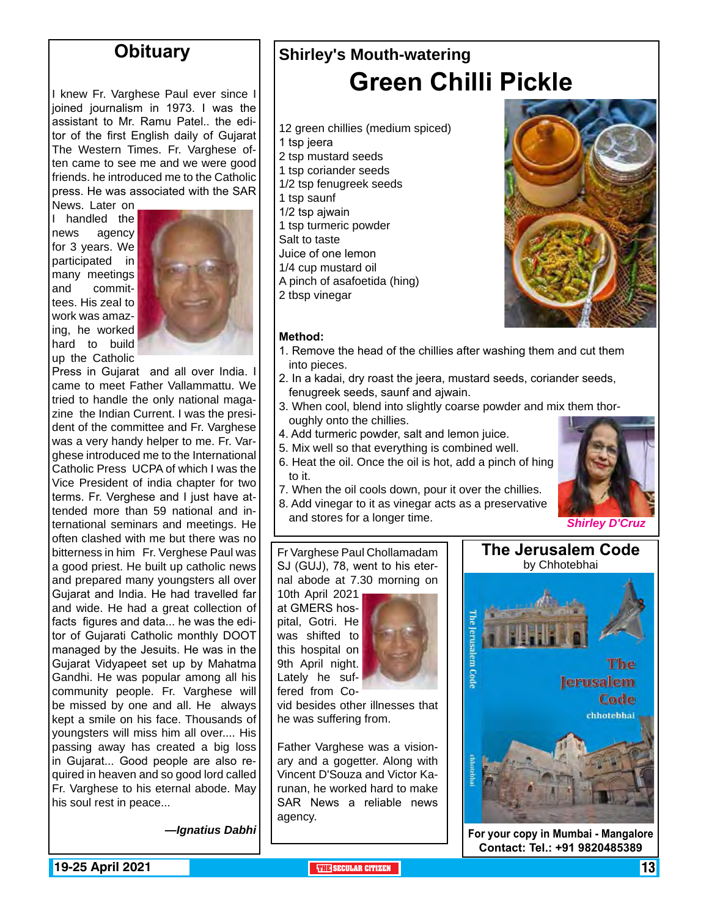## Obituary

I knew Fr. Varghese Paul ever since I joined journalism in 1973. I was the assistant to Mr. Ramu Patel.. the editor of the first English daily of Gujarat The Western Times. Fr. Varghese often came to see me and we were good friends. he introduced me to the Catholic press. He was associated with the SAR News. Later on I handled the news agency for 3 years. We participated in many meetings and committees. His zeal to work was amazing, he worked hard to build up the Catholic Press in Gujarat and all over India. I came to meet Father Vallammattu. We tried to handle the only national magazine the Indian Current. I was the president of the committee and Fr. Varghese was a very handy helper to me. Fr. Varghese introduced me to the International Catholic Press UCPA of which I was the Vice President of india chapter for two terms. Fr. Verghese and I just have attended more than 59 national and international seminars and meetings. He often clashed with me but there was no bitterness in him Fr. Verghese Paul was a good priest. He built up catholic news and prepared many youngsters all over Gujarat and India. He had travelled far and wide. He had a great collection of facts figures and data... he was the editor of Gujarati Catholic monthly DOOT managed by the Jesuits. He was in the Gujarat Vidyapeet set up by Mahatma Gandhi. He was popular among all his community people. Fr. Varghese will be missed by one and all. He always kept a smile on his face. Thousands of youngsters will miss him all over.... His passing away has created a big loss in Gujarat... Good people are also required in heaven and so good lord called Fr. Varghese to his eternal abode. May his soul rest in peace...

*—Ignatius Dabhi*

Fr Varghese Paul Chollamadam SJ (GUJ), 78, went to his eternal abode at 7.30 morning on 10th April 2021 at GMERS hospital, Gotri. He was shifted to this hospital on 9th April night. Lately he suffered from Covid besides other illnesses that he was suffering from.

Father Varghese was a visionary and a gogetter. Along with Vincent D'Souza and Victor Karunan, he worked hard to make SAR News a reliable news agency.

## Shirley's Mouth-watering

# Green Chilli Pickle

12 green chillies (medium spiced)
1 tsp jeera
2 tsp mustard seeds
1 tsp coriander seeds
1/2 tsp fenugreek seeds
1 tsp saunf
1/2 tsp ajwain
1 tsp turmeric powder
Salt to taste
Juice of one lemon
1/4 cup mustard oil
A pinch of asafoetida (hing)
2 tbsp vinegar

**Method:**

1. Remove the head of the chillies after washing them and cut them into pieces.
2. In a kadai, dry roast the jeera, mustard seeds, coriander seeds, fenugreek seeds, saunf and ajwain.
3. When cool, blend into slightly coarse powder and mix them thoroughly onto the chillies.
4. Add turmeric powder, salt and lemon juice.
5. Mix well so that everything is combined well.
6. Heat the oil. Once the oil is hot, add a pinch of hing to it.
7. When the oil cools down, pour it over the chillies.
8. Add vinegar to it as vinegar acts as a preservative and stores for a longer time.

*Shirley D'Cruz*

## The Jerusalem Code

by Chhotebhai

**For your copy in Mumbai - Mangalore**
**Contact: Tel.: +91 9820485389**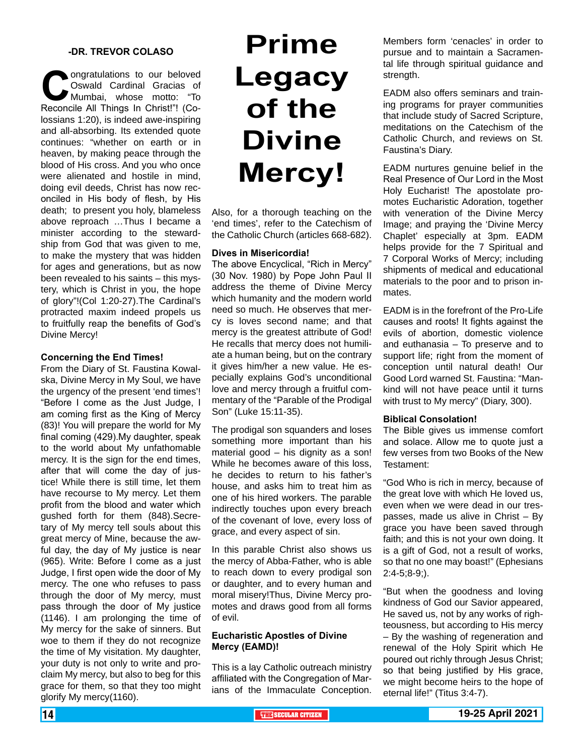# Prime Legacy of the Divine Mercy!

**-DR. TREVOR COLASO**

Congratulations to our beloved Oswald Cardinal Gracias of Mumbai, whose motto: "To Reconcile All Things In Christ!"! (Colossians 1:20), is indeed awe-inspiring and all-absorbing. Its extended quote continues: "whether on earth or in heaven, by making peace through the blood of His cross. And you who once were alienated and hostile in mind, doing evil deeds, Christ has now reconciled in His body of flesh, by His death; to present you holy, blameless above reproach …Thus I became a minister according to the stewardship from God that was given to me, to make the mystery that was hidden for ages and generations, but as now been revealed to his saints – this mystery, which is Christ in you, the hope of glory"!(Col 1:20-27).The Cardinal's protracted maxim indeed propels us to fruitfully reap the benefits of God's Divine Mercy!

**Concerning the End Times!**

From the Diary of St. Faustina Kowalska, Divine Mercy in My Soul, we have the urgency of the present 'end times'! "Before I come as the Just Judge, I am coming first as the King of Mercy (83)! You will prepare the world for My final coming (429).My daughter, speak to the world about My unfathomable mercy. It is the sign for the end times, after that will come the day of justice! While there is still time, let them have recourse to My mercy. Let them profit from the blood and water which gushed forth for them (848).Secretary of My mercy tell souls about this great mercy of Mine, because the awful day, the day of My justice is near (965). Write: Before I come as a just Judge, I first open wide the door of My mercy. The one who refuses to pass through the door of My mercy, must pass through the door of My justice (1146). I am prolonging the time of My mercy for the sake of sinners. But woe to them if they do not recognize the time of My visitation. My daughter, your duty is not only to write and proclaim My mercy, but also to beg for this grace for them, so that they too might glorify My mercy(1160).

Also, for a thorough teaching on the 'end times', refer to the Catechism of the Catholic Church (articles 668-682).

**Dives in Misericordia!**

The above Encyclical, "Rich in Mercy" (30 Nov. 1980) by Pope John Paul II address the theme of Divine Mercy which humanity and the modern world need so much. He observes that mercy is loves second name; and that mercy is the greatest attribute of God! He recalls that mercy does not humiliate a human being, but on the contrary it gives him/her a new value. He especially explains God's unconditional love and mercy through a fruitful commentary of the "Parable of the Prodigal Son" (Luke 15:11-35).

The prodigal son squanders and loses something more important than his material good – his dignity as a son! While he becomes aware of this loss, he decides to return to his father's house, and asks him to treat him as one of his hired workers. The parable indirectly touches upon every breach of the covenant of love, every loss of grace, and every aspect of sin.

In this parable Christ also shows us the mercy of Abba-Father, who is able to reach down to every prodigal son or daughter, and to every human and moral misery!Thus, Divine Mercy promotes and draws good from all forms of evil.

**Eucharistic Apostles of Divine Mercy (EAMD)!**

This is a lay Catholic outreach ministry affiliated with the Congregation of Marians of the Immaculate Conception. Members form 'cenacles' in order to pursue and to maintain a Sacramental life through spiritual guidance and strength.

EADM also offers seminars and training programs for prayer communities that include study of Sacred Scripture, meditations on the Catechism of the Catholic Church, and reviews on St. Faustina's Diary.

EADM nurtures genuine belief in the Real Presence of Our Lord in the Most Holy Eucharist! The apostolate promotes Eucharistic Adoration, together with veneration of the Divine Mercy Image; and praying the 'Divine Mercy Chaplet' especially at 3pm. EADM helps provide for the 7 Spiritual and 7 Corporal Works of Mercy; including shipments of medical and educational materials to the poor and to prison inmates.

EADM is in the forefront of the Pro-Life causes and roots! It fights against the evils of abortion, domestic violence and euthanasia – To preserve and to support life; right from the moment of conception until natural death! Our Good Lord warned St. Faustina: "Mankind will not have peace until it turns with trust to My mercy" (Diary, 300).

**Biblical Consolation!**

The Bible gives us immense comfort and solace. Allow me to quote just a few verses from two Books of the New Testament:

"God Who is rich in mercy, because of the great love with which He loved us, even when we were dead in our trespasses, made us alive in Christ – By grace you have been saved through faith; and this is not your own doing. It is a gift of God, not a result of works, so that no one may boast!" (Ephesians 2:4-5;8-9;).

"But when the goodness and loving kindness of God our Savior appeared, He saved us, not by any works of righteousness, but according to His mercy – By the washing of regeneration and renewal of the Holy Spirit which He poured out richly through Jesus Christ; so that being justified by His grace, we might become heirs to the hope of eternal life!" (Titus 3:4-7).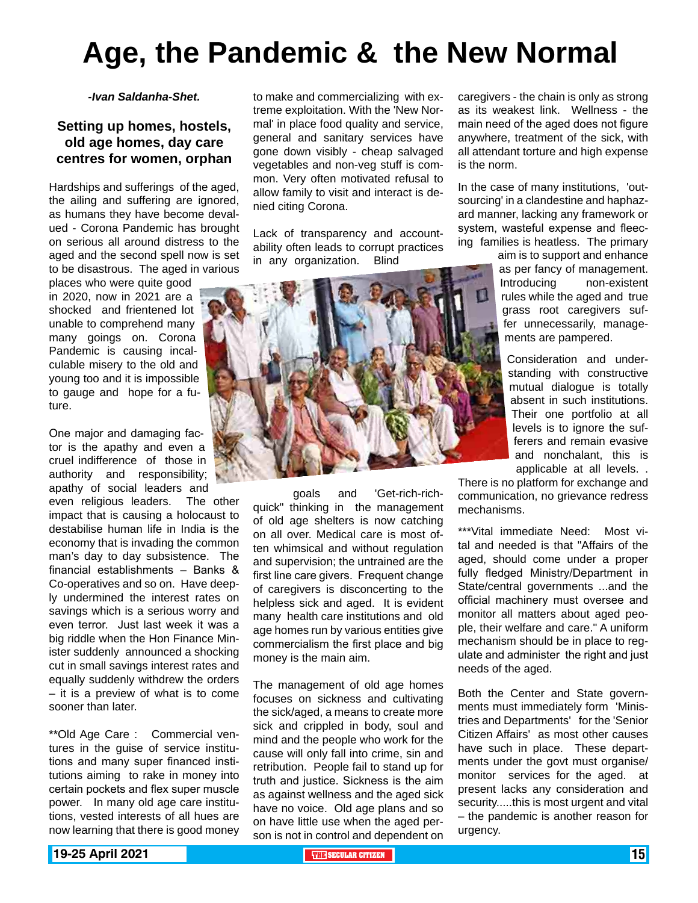# Age, the Pandemic & the New Normal

***-Ivan Saldanha-Shet.***

### Setting up homes, hostels, old age homes, day care centres for women, orphan

Hardships and sufferings of the aged, the ailing and suffering are ignored, as humans they have become devalued - Corona Pandemic has brought on serious all around distress to the aged and the second spell now is set to be disastrous. The aged in various places who were quite good in 2020, now in 2021 are a shocked and frientened lot unable to comprehend many many goings on. Corona Pandemic is causing incalculable misery to the old and young too and it is impossible to gauge and hope for a future.

One major and damaging factor is the apathy and even a cruel indifference of those in authority and responsibility; apathy of social leaders and even religious leaders. The other impact that is causing a holocaust to destabilise human life in India is the economy that is invading the common man's day to day subsistence. The financial establishments – Banks & Co-operatives and so on. Have deeply undermined the interest rates on savings which is a serious worry and even terror. Just last week it was a big riddle when the Hon Finance Minister suddenly announced a shocking cut in small savings interest rates and equally suddenly withdrew the orders – it is a preview of what is to come sooner than later.

**Old Age Care : Commercial ventures in the guise of service institutions and many super financed institutions aiming to rake in money into certain pockets and flex super muscle power. In many old age care institutions, vested interests of all hues are now learning that there is good money to make and commercializing with extreme exploitation. With the 'New Normal' in place food quality and service, general and sanitary services have gone down visibly - cheap salvaged vegetables and non-veg stuff is common. Very often motivated refusal to allow family to visit and interact is denied citing Corona.

Lack of transparency and accountability often leads to corrupt practices in any organization. Blind goals and 'Get-rich-rich-quick" thinking in the management of old age shelters is now catching on all over. Medical care is most often whimsical and without regulation and supervision; the untrained are the first line care givers. Frequent change of caregivers is disconcerting to the helpless sick and aged. It is evident many health care institutions and old age homes run by various entities give commercialism the first place and big money is the main aim.

The management of old age homes focuses on sickness and cultivating the sick/aged, a means to create more sick and crippled in body, soul and mind and the people who work for the cause will only fall into crime, sin and retribution. People fail to stand up for truth and justice. Sickness is the aim as against wellness and the aged sick have no voice. Old age plans and so on have little use when the aged person is not in control and dependent on caregivers - the chain is only as strong as its weakest link. Wellness - the main need of the aged does not figure anywhere, treatment of the sick, with all attendant torture and high expense is the norm.

In the case of many institutions, 'outsourcing' in a clandestine and haphazard manner, lacking any framework or system, wasteful expense and fleecing families is heatless. The primary aim is to support and enhance as per fancy of management. Introducing non-existent rules while the aged and true grass root caregivers suffer unnecessarily, managements are pampered.

Consideration and understanding with constructive mutual dialogue is totally absent in such institutions. Their one portfolio at all levels is to ignore the sufferers and remain evasive and nonchalant, this is applicable at all levels. . There is no platform for exchange and communication, no grievance redress mechanisms.

***Vital immediate Need: Most vital and needed is that "Affairs of the aged, should come under a proper fully fledged Ministry/Department in State/central governments ...and the official machinery must oversee and monitor all matters about aged people, their welfare and care." A uniform mechanism should be in place to regulate and administer the right and just needs of the aged.

Both the Center and State governments must immediately form 'Ministries and Departments' for the 'Senior Citizen Affairs' as most other causes have such in place. These departments under the govt must organise/monitor services for the aged. at present lacks any consideration and security.....this is most urgent and vital – the pandemic is another reason for urgency.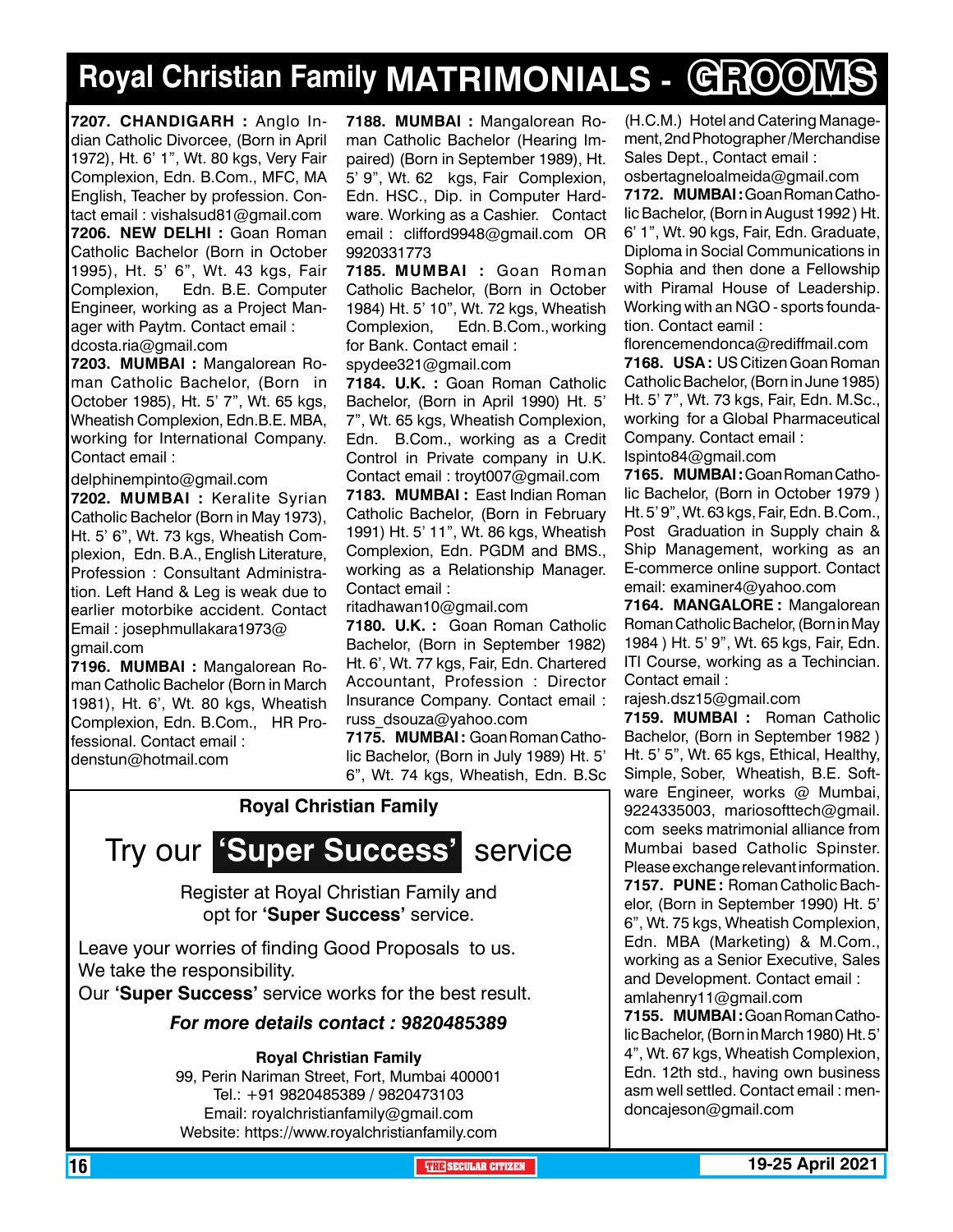# Royal Christian Family MATRIMONIALS - GROOMS

**7207. CHANDIGARH :** Anglo Indian Catholic Divorcee, (Born in April 1972), Ht. 6' 1", Wt. 80 kgs, Very Fair Complexion, Edn. B.Com., MFC, MA English, Teacher by profession. Contact email : vishalsud81@gmail.com

**7206. NEW DELHI :** Goan Roman Catholic Bachelor (Born in October 1995), Ht. 5' 6", Wt. 43 kgs, Fair Complexion, Edn. B.E. Computer Engineer, working as a Project Manager with Paytm. Contact email : dcosta.ria@gmail.com

**7203. MUMBAI :** Mangalorean Roman Catholic Bachelor, (Born in October 1985), Ht. 5' 7", Wt. 65 kgs, Wheatish Complexion, Edn.B.E. MBA, working for International Company. Contact email : delphinempinto@gmail.com

**7202. MUMBAI :** Keralite Syrian Catholic Bachelor (Born in May 1973), Ht. 5' 6", Wt. 73 kgs, Wheatish Complexion, Edn. B.A., English Literature, Profession : Consultant Administration. Left Hand & Leg is weak due to earlier motorbike accident. Contact Email : josephmullakara1973@gmail.com

**7196. MUMBAI :** Mangalorean Roman Catholic Bachelor (Born in March 1981), Ht. 6', Wt. 80 kgs, Wheatish Complexion, Edn. B.Com., HR Professional. Contact email : denstun@hotmail.com

**7188. MUMBAI :** Mangalorean Roman Catholic Bachelor (Hearing Impaired) (Born in September 1989), Ht. 5' 9", Wt. 62 kgs, Fair Complexion, Edn. HSC., Dip. in Computer Hardware. Working as a Cashier. Contact email : clifford9948@gmail.com OR 9920331773

**7185. MUMBAI :** Goan Roman Catholic Bachelor, (Born in October 1984) Ht. 5' 10", Wt. 72 kgs, Wheatish Complexion, Edn. B.Com., working for Bank. Contact email : spydee321@gmail.com

**7184. U.K. :** Goan Roman Catholic Bachelor, (Born in April 1990) Ht. 5' 7", Wt. 65 kgs, Wheatish Complexion, Edn. B.Com., working as a Credit Control in Private company in U.K. Contact email : troyt007@gmail.com

**7183. MUMBAI :** East Indian Roman Catholic Bachelor, (Born in February 1991) Ht. 5' 11", Wt. 86 kgs, Wheatish Complexion, Edn. PGDM and BMS., working as a Relationship Manager. Contact email : ritadhawan10@gmail.com

**7180. U.K. :** Goan Roman Catholic Bachelor, (Born in September 1982) Ht. 6', Wt. 77 kgs, Fair, Edn. Chartered Accountant, Profession : Director Insurance Company. Contact email : russ_dsouza@yahoo.com

**7175. MUMBAI :** Goan Roman Catholic Bachelor, (Born in July 1989) Ht. 5' 6", Wt. 74 kgs, Wheatish, Edn. B.Sc (H.C.M.) Hotel and Catering Management, 2nd Photographer/Merchandise Sales Dept., Contact email : osbertagneloalmeida@gmail.com

**7172. MUMBAI :** Goan Roman Catholic Bachelor, (Born in August 1992) Ht. 6' 1", Wt. 90 kgs, Fair, Edn. Graduate, Diploma in Social Communications in Sophia and then done a Fellowship with Piramal House of Leadership. Working with an NGO - sports foundation. Contact eamil : florencemendonca@rediffmail.com

**7168. USA :** US Citizen Goan Roman Catholic Bachelor, (Born in June 1985) Ht. 5' 7", Wt. 73 kgs, Fair, Edn. M.Sc., working for a Global Pharmaceutical Company. Contact email : lspinto84@gmail.com

**7165. MUMBAI :** Goan Roman Catholic Bachelor, (Born in October 1979 ) Ht. 5' 9", Wt. 63 kgs, Fair, Edn. B.Com., Post Graduation in Supply chain & Ship Management, working as an E-commerce online support. Contact email: examiner4@yahoo.com

**7164. MANGALORE :** Mangalorean Roman Catholic Bachelor, (Born in May 1984 ) Ht. 5' 9", Wt. 65 kgs, Fair, Edn. ITI Course, working as a Techincian. Contact email : rajesh.dsz15@gmail.com

**7159. MUMBAI :** Roman Catholic Bachelor, (Born in September 1982 ) Ht. 5' 5", Wt. 65 kgs, Ethical, Healthy, Simple, Sober, Wheatish, B.E. Software Engineer, works @ Mumbai, 9224335003, mariosofttech@gmail.com seeks matrimonial alliance from Mumbai based Catholic Spinster. Please exchange relevant information.

**7157. PUNE :** Roman Catholic Bachelor, (Born in September 1990) Ht. 5' 6", Wt. 75 kgs, Wheatish Complexion, Edn. MBA (Marketing) & M.Com., working as a Senior Executive, Sales and Development. Contact email : amlahenry11@gmail.com

**7155. MUMBAI :** Goan Roman Catholic Bachelor, (Born in March 1980) Ht. 5' 4", Wt. 67 kgs, Wheatish Complexion, Edn. 12th std., having own business asm well settled. Contact email : mendoncajeson@gmail.com

---

**Royal Christian Family**

## Try our **'Super Success'** service

Register at Royal Christian Family and opt for **'Super Success'** service.

Leave your worries of finding Good Proposals to us.
We take the responsibility.
Our **'Super Success'** service works for the best result.

***For more details contact : 9820485389***

**Royal Christian Family**
99, Perin Nariman Street, Fort, Mumbai 400001
Tel.: +91 9820485389 / 9820473103
Email: royalchristianfamily@gmail.com
Website: https://www.royalchristianfamily.com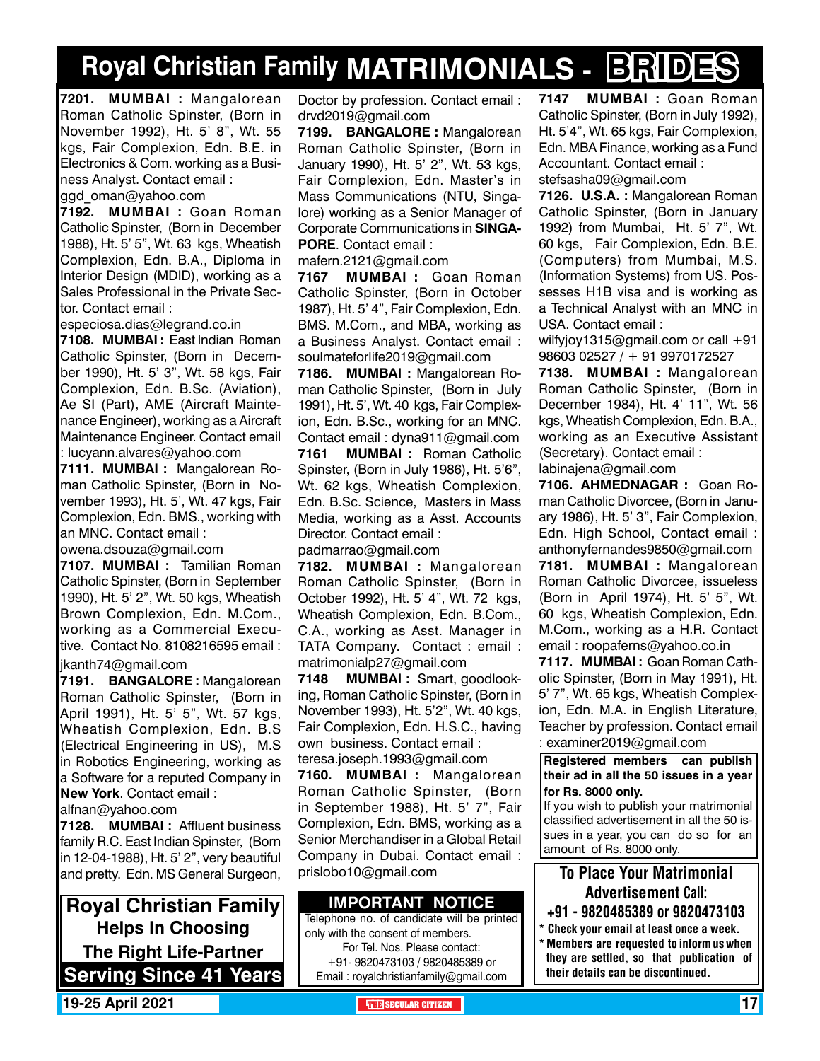# Royal Christian Family MATRIMONIALS - BRIDES

**7201. MUMBAI :** Mangalorean Roman Catholic Spinster, (Born in November 1992), Ht. 5' 8", Wt. 55 kgs, Fair Complexion, Edn. B.E. in Electronics & Com. working as a Business Analyst. Contact email : ggd_oman@yahoo.com

**7192. MUMBAI :** Goan Roman Catholic Spinster, (Born in December 1988), Ht. 5' 5", Wt. 63 kgs, Wheatish Complexion, Edn. B.A., Diploma in Interior Design (MDID), working as a Sales Professional in the Private Sector. Contact email : especiosa.dias@legrand.co.in

**7108. MUMBAI :** East Indian Roman Catholic Spinster, (Born in December 1990), Ht. 5' 3", Wt. 58 kgs, Fair Complexion, Edn. B.Sc. (Aviation), Ae SI (Part), AME (Aircraft Maintenance Engineer), working as a Aircraft Maintenance Engineer. Contact email : lucyann.alvares@yahoo.com

**7111. MUMBAI :** Mangalorean Roman Catholic Spinster, (Born in November 1993), Ht. 5', Wt. 47 kgs, Fair Complexion, Edn. BMS., working with an MNC. Contact email : owena.dsouza@gmail.com

**7107. MUMBAI :** Tamilian Roman Catholic Spinster, (Born in September 1990), Ht. 5' 2", Wt. 50 kgs, Wheatish Brown Complexion, Edn. M.Com., working as a Commercial Executive. Contact No. 8108216595 email : jkanth74@gmail.com

**7191. BANGALORE :** Mangalorean Roman Catholic Spinster, (Born in April 1991), Ht. 5' 5", Wt. 57 kgs, Wheatish Complexion, Edn. B.S (Electrical Engineering in US), M.S in Robotics Engineering, working as a Software for a reputed Company in **New York**. Contact email : alfnan@yahoo.com

**7128. MUMBAI :** Affluent business family R.C. East Indian Spinster, (Born in 12-04-1988), Ht. 5' 2", very beautiful and pretty. Edn. MS General Surgeon, Doctor by profession. Contact email : drvd2019@gmail.com

**7199. BANGALORE :** Mangalorean Roman Catholic Spinster, (Born in January 1990), Ht. 5' 2", Wt. 53 kgs, Fair Complexion, Edn. Master's in Mass Communications (NTU, Singapore) working as a Senior Manager of Corporate Communications in **SINGAPORE**. Contact email : mafern.2121@gmail.com

**7167 MUMBAI :** Goan Roman Catholic Spinster, (Born in October 1987), Ht. 5' 4", Fair Complexion, Edn. BMS. M.Com., and MBA, working as a Business Analyst. Contact email : soulmateforlife2019@gmail.com

**7186. MUMBAI :** Mangalorean Roman Catholic Spinster, (Born in July 1991), Ht. 5', Wt. 40 kgs, Fair Complexion, Edn. B.Sc., working for an MNC. Contact email : dyna911@gmail.com

**7161 MUMBAI :** Roman Catholic Spinster, (Born in July 1986), Ht. 5'6", Wt. 62 kgs, Wheatish Complexion, Edn. B.Sc. Science, Masters in Mass Media, working as a Asst. Accounts Director. Contact email : padmarrao@gmail.com

**7182. MUMBAI :** Mangalorean Roman Catholic Spinster, (Born in October 1992), Ht. 5' 4", Wt. 72 kgs, Wheatish Complexion, Edn. B.Com., C.A., working as Asst. Manager in TATA Company. Contact : email : matrimonialp27@gmail.com

**7148 MUMBAI :** Smart, goodlooking, Roman Catholic Spinster, (Born in November 1993), Ht. 5'2", Wt. 40 kgs, Fair Complexion, Edn. H.S.C., having own business. Contact email : teresa.joseph.1993@gmail.com

**7160. MUMBAI :** Mangalorean Roman Catholic Spinster, (Born in September 1988), Ht. 5' 7", Fair Complexion, Edn. BMS, working as a Senior Merchandiser in a Global Retail Company in Dubai. Contact email : prislobo10@gmail.com

**7147 MUMBAI :** Goan Roman Catholic Spinster, (Born in July 1992), Ht. 5'4", Wt. 65 kgs, Fair Complexion, Edn. MBA Finance, working as a Fund Accountant. Contact email : stefsasha09@gmail.com

**7126. U.S.A. :** Mangalorean Roman Catholic Spinster, (Born in January 1992) from Mumbai, Ht. 5' 7", Wt. 60 kgs, Fair Complexion, Edn. B.E. (Computers) from Mumbai, M.S. (Information Systems) from US. Possesses H1B visa and is working as a Technical Analyst with an MNC in USA. Contact email : wilfyjoy1315@gmail.com or call +91 98603 02527 / + 91 9970172527

**7138. MUMBAI :** Mangalorean Roman Catholic Spinster, (Born in December 1984), Ht. 4' 11", Wt. 56 kgs, Wheatish Complexion, Edn. B.A., working as an Executive Assistant (Secretary). Contact email : labinajena@gmail.com

**7106. AHMEDNAGAR :** Goan Roman Catholic Divorcee, (Born in January 1986), Ht. 5' 3", Fair Complexion, Edn. High School, Contact email : anthonyfernandes9850@gmail.com

**7181. MUMBAI :** Mangalorean Roman Catholic Divorcee, issueless (Born in April 1974), Ht. 5' 5", Wt. 60 kgs, Wheatish Complexion, Edn. M.Com., working as a H.R. Contact email : roopaferns@yahoo.co.in

**7117. MUMBAI :** Goan Roman Catholic Spinster, (Born in May 1991), Ht. 5' 7", Wt. 65 kgs, Wheatish Complexion, Edn. M.A. in English Literature, Teacher by profession. Contact email : examiner2019@gmail.com

**Registered members can publish their ad in all the 50 issues in a year for Rs. 8000 only.**

If you wish to publish your matrimonial classified advertisement in all the 50 issues in a year, you can do so for an amount of Rs. 8000 only.

**To Place Your Matrimonial Advertisement Call:**
**+91 - 9820485389 or 9820473103**

- **Check your email at least once a week.**
- **Members are requested to inform us when they are settled, so that publication of their details can be discontinued.**

**Royal Christian Family**
**Helps In Choosing**
**The Right Life-Partner**
**Serving Since 41 Years**

**IMPORTANT NOTICE**

Telephone no. of candidate will be printed only with the consent of members.
For Tel. Nos. Please contact:
+91- 9820473103 / 9820485389 or
Email : royalchristianfamily@gmail.com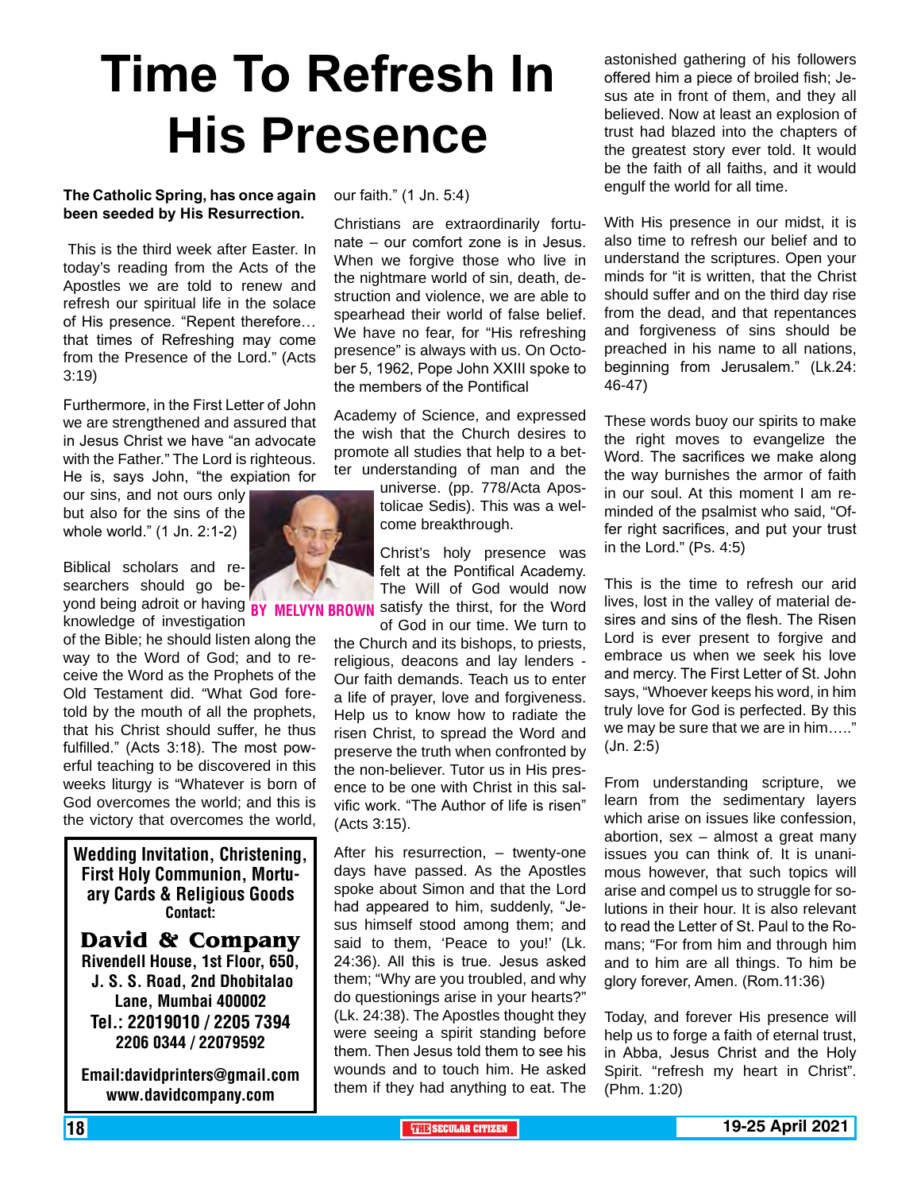# Time To Refresh In His Presence

**The Catholic Spring, has once again been seeded by His Resurrection.**

BY MELVYN BROWN

This is the third week after Easter. In today's reading from the Acts of the Apostles we are told to renew and refresh our spiritual life in the solace of His presence. "Repent therefore… that times of Refreshing may come from the Presence of the Lord." (Acts 3:19)

Furthermore, in the First Letter of John we are strengthened and assured that in Jesus Christ we have "an advocate with the Father." The Lord is righteous. He is, says John, "the expiation for our sins, and not ours only but also for the sins of the whole world." (1 Jn. 2:1-2)

Biblical scholars and researchers should go beyond being adroit or having knowledge of investigation of the Bible; he should listen along the way to the Word of God; and to receive the Word as the Prophets of the Old Testament did. "What God foretold by the mouth of all the prophets, that his Christ should suffer, he thus fulfilled." (Acts 3:18). The most powerful teaching to be discovered in this weeks liturgy is "Whatever is born of God overcomes the world; and this is the victory that overcomes the world, our faith." (1 Jn. 5:4)

Christians are extraordinarily fortunate – our comfort zone is in Jesus. When we forgive those who live in the nightmare world of sin, death, destruction and violence, we are able to spearhead their world of false belief. We have no fear, for "His refreshing presence" is always with us. On October 5, 1962, Pope John XXIII spoke to the members of the Pontifical Academy of Science, and expressed the wish that the Church desires to promote all studies that help to a better understanding of man and the universe. (pp. 778/Acta Apostolicae Sedis). This was a welcome breakthrough.

Christ's holy presence was felt at the Pontifical Academy. The Will of God would now satisfy the thirst, for the Word of God in our time. We turn to the Church and its bishops, to priests, religious, deacons and lay lenders - Our faith demands. Teach us to enter a life of prayer, love and forgiveness. Help us to know how to radiate the risen Christ, to spread the Word and preserve the truth when confronted by the non-believer. Tutor us in His presence to be one with Christ in this salvific work. "The Author of life is risen" (Acts 3:15).

After his resurrection, – twenty-one days have passed. As the Apostles spoke about Simon and that the Lord had appeared to him, suddenly, "Jesus himself stood among them; and said to them, 'Peace to you!' (Lk. 24:36). All this is true. Jesus asked them; "Why are you troubled, and why do questionings arise in your hearts?" (Lk. 24:38). The Apostles thought they were seeing a spirit standing before them. Then Jesus told them to see his wounds and to touch him. He asked them if they had anything to eat. The astonished gathering of his followers offered him a piece of broiled fish; Jesus ate in front of them, and they all believed. Now at least an explosion of trust had blazed into the chapters of the greatest story ever told. It would be the faith of all faiths, and it would engulf the world for all time.

With His presence in our midst, it is also time to refresh our belief and to understand the scriptures. Open your minds for "it is written, that the Christ should suffer and on the third day rise from the dead, and that repentances and forgiveness of sins should be preached in his name to all nations, beginning from Jerusalem." (Lk.24: 46-47)

These words buoy our spirits to make the right moves to evangelize the Word. The sacrifices we make along the way burnishes the armor of faith in our soul. At this moment I am reminded of the psalmist who said, "Offer right sacrifices, and put your trust in the Lord." (Ps. 4:5)

This is the time to refresh our arid lives, lost in the valley of material desires and sins of the flesh. The Risen Lord is ever present to forgive and embrace us when we seek his love and mercy. The First Letter of St. John says, "Whoever keeps his word, in him truly love for God is perfected. By this we may be sure that we are in him….." (Jn. 2:5)

From understanding scripture, we learn from the sedimentary layers which arise on issues like confession, abortion, sex – almost a great many issues you can think of. It is unanimous however, that such topics will arise and compel us to struggle for solutions in their hour. It is also relevant to read the Letter of St. Paul to the Romans; "For from him and through him and to him are all things. To him be glory forever, Amen. (Rom.11:36)

Today, and forever His presence will help us to forge a faith of eternal trust, in Abba, Jesus Christ and the Holy Spirit. "refresh my heart in Christ". (Phm. 1:20)

---

**Wedding Invitation, Christening, First Holy Communion, Mortuary Cards & Religious Goods**
**Contact:**

**David & Company**
**Rivendell House, 1st Floor, 650, J. S. S. Road, 2nd Dhobitalao Lane, Mumbai 400002**
**Tel.: 22019010 / 2205 7394 2206 0344 / 22079592**

**Email:davidprinters@gmail.com**
**www.davidcompany.com**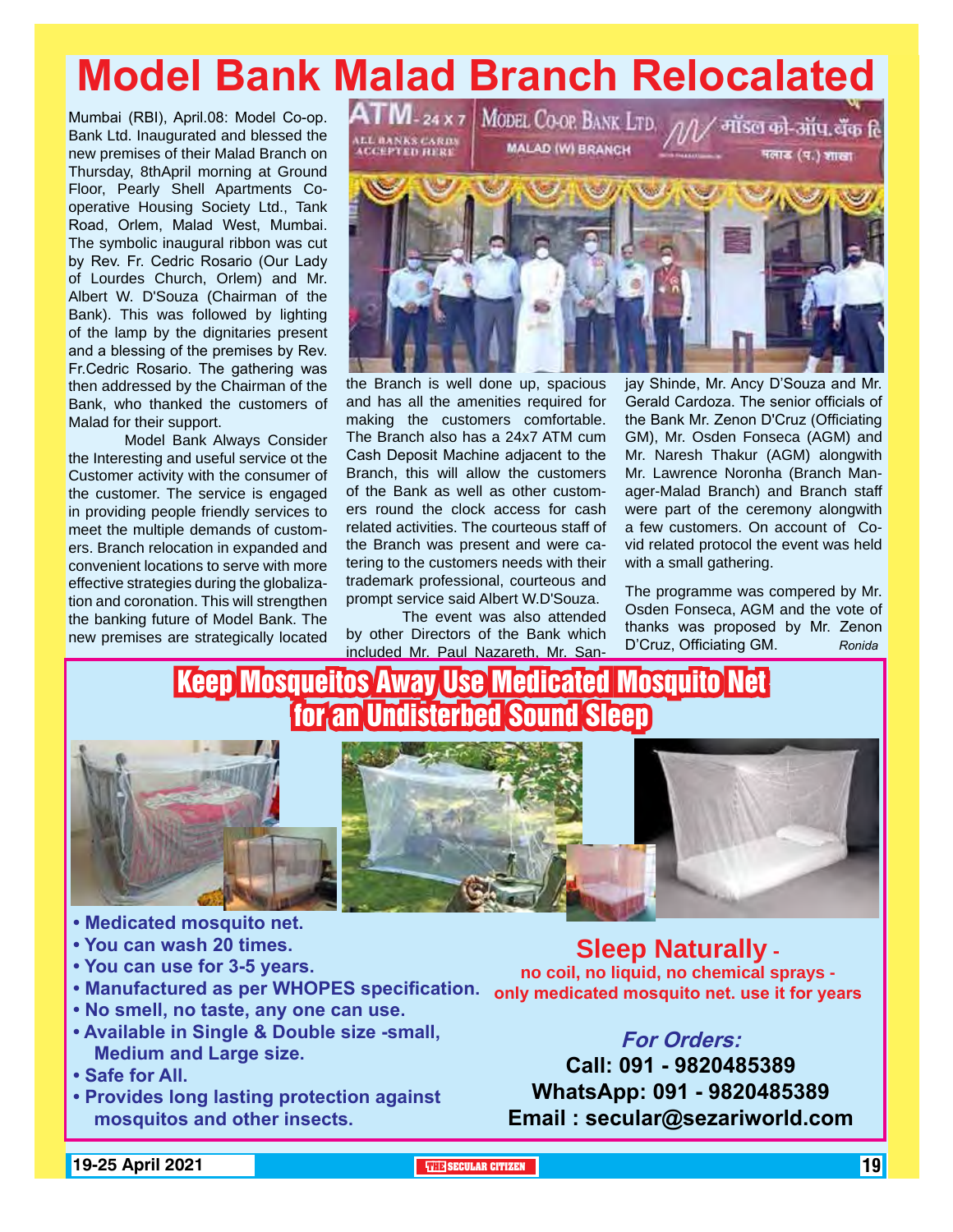# Model Bank Malad Branch Relocalated

Mumbai (RBI), April.08: Model Co-op. Bank Ltd. Inaugurated and blessed the new premises of their Malad Branch on Thursday, 8thApril morning at Ground Floor, Pearly Shell Apartments Cooperative Housing Society Ltd., Tank Road, Orlem, Malad West, Mumbai. The symbolic inaugural ribbon was cut by Rev. Fr. Cedric Rosario (Our Lady of Lourdes Church, Orlem) and Mr. Albert W. D'Souza (Chairman of the Bank). This was followed by lighting of the lamp by the dignitaries present and a blessing of the premises by Rev. Fr.Cedric Rosario. The gathering was then addressed by the Chairman of the Bank, who thanked the customers of Malad for their support.

Model Bank Always Consider the Interesting and useful service ot the Customer activity with the consumer of the customer. The service is engaged in providing people friendly services to meet the multiple demands of customers. Branch relocation in expanded and convenient locations to serve with more effective strategies during the globalization and coronation. This will strengthen the banking future of Model Bank. The new premises are strategically located the Branch is well done up, spacious and has all the amenities required for making the customers comfortable. The Branch also has a 24x7 ATM cum Cash Deposit Machine adjacent to the Branch, this will allow the customers of the Bank as well as other customers round the clock access for cash related activities. The courteous staff of the Branch was present and were catering to the customers needs with their trademark professional, courteous and prompt service said Albert W.D'Souza.

The event was also attended by other Directors of the Bank which included Mr. Paul Nazareth, Mr. Sanjay Shinde, Mr. Ancy D'Souza and Mr. Gerald Cardoza. The senior officials of the Bank Mr. Zenon D'Cruz (Officiating GM), Mr. Osden Fonseca (AGM) and Mr. Naresh Thakur (AGM) alongwith Mr. Lawrence Noronha (Branch Manager-Malad Branch) and Branch staff were part of the ceremony alongwith a few customers. On account of Covid related protocol the event was held with a small gathering.

The programme was compered by Mr. Osden Fonseca, AGM and the vote of thanks was proposed by Mr. Zenon D'Cruz, Officiating GM. *Ronida*

## Keep Mosqueitos Away Use Medicated Mosquito Net for an Undisterbed Sound Sleep

- **Medicated mosquito net.**
- **You can wash 20 times.**
- **You can use for 3-5 years.**
- **Manufactured as per WHOPES specification.**
- **No smell, no taste, any one can use.**
- **Available in Single & Double size -small, Medium and Large size.**
- **Safe for All.**
- **Provides long lasting protection against mosquitos and other insects.**

**Sleep Naturally -**
**no coil, no liquid, no chemical sprays - only medicated mosquito net. use it for years**

***For Orders:***
**Call: 091 - 9820485389**
**WhatsApp: 091 - 9820485389**
**Email : secular@sezariworld.com**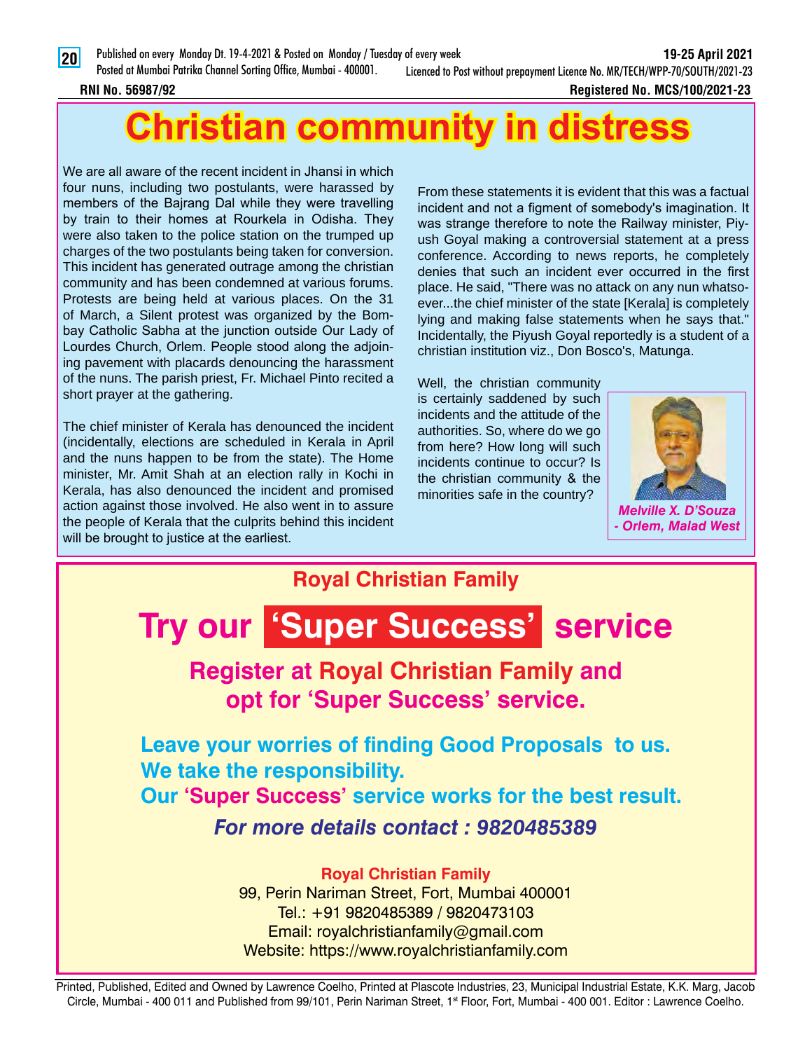# Christian community in distress

We are all aware of the recent incident in Jhansi in which four nuns, including two postulants, were harassed by members of the Bajrang Dal while they were travelling by train to their homes at Rourkela in Odisha. They were also taken to the police station on the trumped up charges of the two postulants being taken for conversion. This incident has generated outrage among the christian community and has been condemned at various forums. Protests are being held at various places. On the 31 of March, a Silent protest was organized by the Bombay Catholic Sabha at the junction outside Our Lady of Lourdes Church, Orlem. People stood along the adjoining pavement with placards denouncing the harassment of the nuns. The parish priest, Fr. Michael Pinto recited a short prayer at the gathering.

The chief minister of Kerala has denounced the incident (incidentally, elections are scheduled in Kerala in April and the nuns happen to be from the state). The Home minister, Mr. Amit Shah at an election rally in Kochi in Kerala, has also denounced the incident and promised action against those involved. He also went in to assure the people of Kerala that the culprits behind this incident will be brought to justice at the earliest.

From these statements it is evident that this was a factual incident and not a figment of somebody's imagination. It was strange therefore to note the Railway minister, Piyush Goyal making a controversial statement at a press conference. According to news reports, he completely denies that such an incident ever occurred in the first place. He said, "There was no attack on any nun whatsoever...the chief minister of the state [Kerala] is completely lying and making false statements when he says that." Incidentally, the Piyush Goyal reportedly is a student of a christian institution viz., Don Bosco's, Matunga.

Well, the christian community is certainly saddened by such incidents and the attitude of the authorities. So, where do we go from here? How long will such incidents continue to occur? Is the christian community & the minorities safe in the country?

*Melville X. D'Souza - Orlem, Malad West*

---

**Royal Christian Family**

## Try our 'Super Success' service

**Register at Royal Christian Family and opt for 'Super Success' service.**

**Leave your worries of finding Good Proposals to us.**
**We take the responsibility.**
**Our 'Super Success' service works for the best result.**

***For more details contact : 9820485389***

**Royal Christian Family**
99, Perin Nariman Street, Fort, Mumbai 400001
Tel.: +91 9820485389 / 9820473103
Email: royalchristianfamily@gmail.com
Website: https://www.royalchristianfamily.com

---

Printed, Published, Edited and Owned by Lawrence Coelho, Printed at Plascote Industries, 23, Municipal Industrial Estate, K.K. Marg, Jacob Circle, Mumbai - 400 011 and Published from 99/101, Perin Nariman Street, 1st Floor, Fort, Mumbai - 400 001. Editor : Lawrence Coelho.